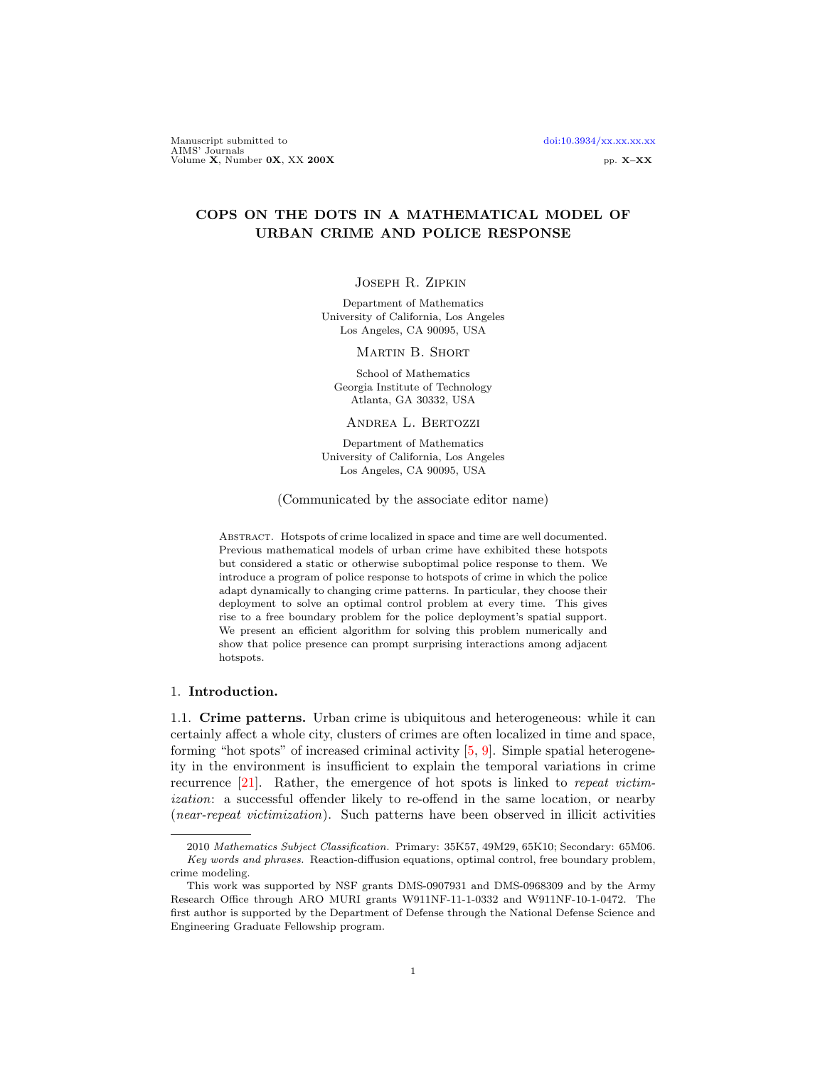# COPS ON THE DOTS IN A MATHEMATICAL MODEL OF URBAN CRIME AND POLICE RESPONSE

Joseph R. Zipkin

Department of Mathematics
University of California, Los Angeles
Los Angeles, CA 90095, USA

Martin B. Short

School of Mathematics
Georgia Institute of Technology
Atlanta, GA 30332, USA

Andrea L. Bertozzi

Department of Mathematics
University of California, Los Angeles
Los Angeles, CA 90095, USA

(Communicated by the associate editor name)

Abstract. Hotspots of crime localized in space and time are well documented. Previous mathematical models of urban crime have exhibited these hotspots but considered a static or otherwise suboptimal police response to them. We introduce a program of police response to hotspots of crime in which the police adapt dynamically to changing crime patterns. In particular, they choose their deployment to solve an optimal control problem at every time. This gives rise to a free boundary problem for the police deployment's spatial support. We present an efficient algorithm for solving this problem numerically and show that police presence can prompt surprising interactions among adjacent hotspots.

## 1. Introduction.

### 1.1. Crime patterns.

Urban crime is ubiquitous and heterogeneous: while it can certainly affect a whole city, clusters of crimes are often localized in time and space, forming "hot spots" of increased criminal activity [5, 9]. Simple spatial heterogeneity in the environment is insufficient to explain the temporal variations in crime recurrence [21]. Rather, the emergence of hot spots is linked to *repeat victimization*: a successful offender likely to re-offend in the same location, or nearby (*near-repeat victimization*). Such patterns have been observed in illicit activities

---

2010 *Mathematics Subject Classification.* Primary: 35K57, 49M29, 65K10; Secondary: 65M06.

*Key words and phrases.* Reaction-diffusion equations, optimal control, free boundary problem, crime modeling.

This work was supported by NSF grants DMS-0907931 and DMS-0968309 and by the Army Research Office through ARO MURI grants W911NF-11-1-0332 and W911NF-10-1-0472. The first author is supported by the Department of Defense through the National Defense Science and Engineering Graduate Fellowship program.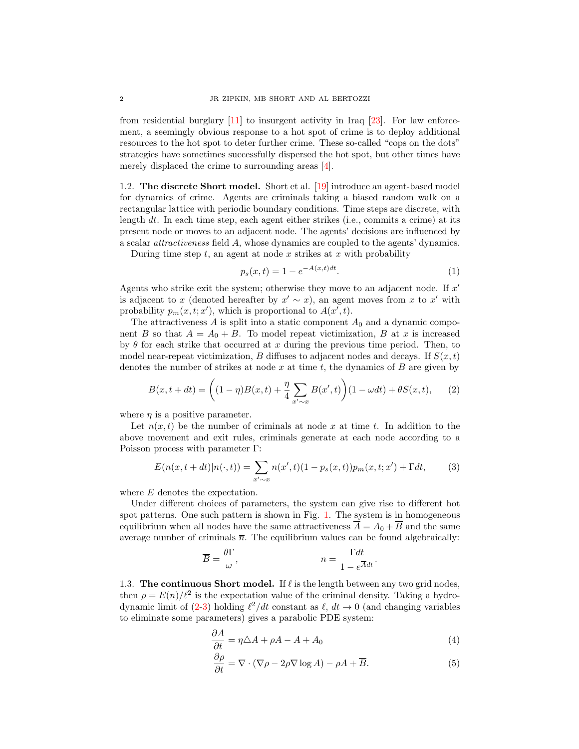from residential burglary [11] to insurgent activity in Iraq [23]. For law enforcement, a seemingly obvious response to a hot spot of crime is to deploy additional resources to the hot spot to deter further crime. These so-called "cops on the dots" strategies have sometimes successfully dispersed the hot spot, but other times have merely displaced the crime to surrounding areas [4].

### 1.2. The discrete Short model.

Short et al. [19] introduce an agent-based model for dynamics of crime. Agents are criminals taking a biased random walk on a rectangular lattice with periodic boundary conditions. Time steps are discrete, with length $dt$. In each time step, each agent either strikes (i.e., commits a crime) at its present node or moves to an adjacent node. The agents' decisions are influenced by a scalar *attractiveness* field $A$, whose dynamics are coupled to the agents' dynamics.

During time step $t$, an agent at node $x$ strikes at $x$ with probability

$$p_s(x,t) = 1 - e^{-A(x,t)dt}. \tag{1}$$

Agents who strike exit the system; otherwise they move to an adjacent node. If $x'$ is adjacent to $x$ (denoted hereafter by $x' \sim x$), an agent moves from $x$ to $x'$ with probability $p_m(x,t;x')$, which is proportional to $A(x',t)$.

The attractiveness $A$ is split into a static component $A_0$ and a dynamic component $B$ so that $A = A_0 + B$. To model repeat victimization, $B$ at $x$ is increased by $\theta$ for each strike that occurred at $x$ during the previous time period. Then, to model near-repeat victimization, $B$ diffuses to adjacent nodes and decays. If $S(x,t)$ denotes the number of strikes at node $x$ at time $t$, the dynamics of $B$ are given by

$$B(x,t+dt) = \left( (1-\eta)B(x,t) + \frac{\eta}{4}\sum_{x'\sim x} B(x',t) \right)(1-\omega dt) + \theta S(x,t), \tag{2}$$

where $\eta$ is a positive parameter.

Let $n(x,t)$ be the number of criminals at node $x$ at time $t$. In addition to the above movement and exit rules, criminals generate at each node according to a Poisson process with parameter $\Gamma$:

$$E(n(x,t+dt)|n(\cdot,t)) = \sum_{x'\sim x} n(x',t)(1-p_s(x,t))p_m(x,t;x') + \Gamma dt, \tag{3}$$

where $E$ denotes the expectation.

Under different choices of parameters, the system can give rise to different hot spot patterns. One such pattern is shown in Fig. 1. The system is in homogeneous equilibrium when all nodes have the same attractiveness $\overline{A} = A_0 + \overline{B}$ and the same average number of criminals $\overline{n}$. The equilibrium values can be found algebraically:

$$\overline{B} = \frac{\theta\Gamma}{\omega}, \qquad\qquad \overline{n} = \frac{\Gamma dt}{1 - e^{\overline{A}dt}}.$$

### 1.3. The continuous Short model.

If $\ell$ is the length between any two grid nodes, then $\rho = E(n)/\ell^2$ is the expectation value of the criminal density. Taking a hydrodynamic limit of (2-3) holding $\ell^2/dt$ constant as $\ell$, $dt \to 0$ (and changing variables to eliminate some parameters) gives a parabolic PDE system:

$$\frac{\partial A}{\partial t} = \eta \triangle A + \rho A - A + A_0 \tag{4}$$

$$\frac{\partial \rho}{\partial t} = \nabla \cdot (\nabla \rho - 2\rho \nabla \log A) - \rho A + \overline{B}. \tag{5}$$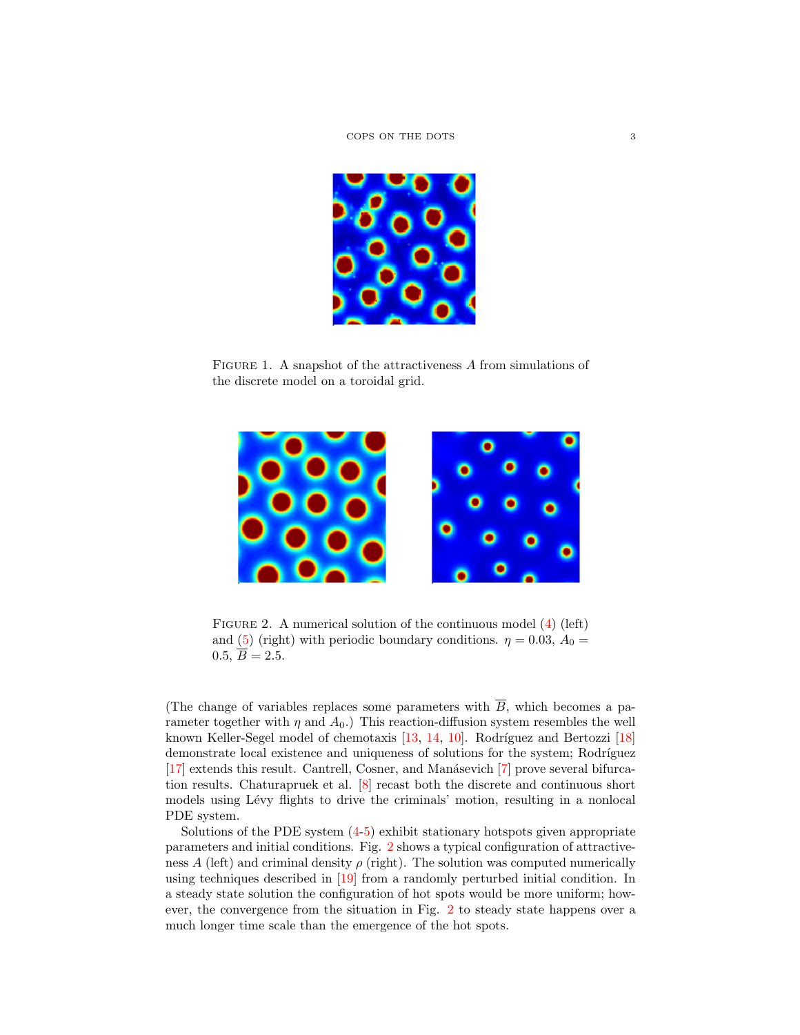FIGURE 1. A snapshot of the attractiveness $A$ from simulations of the discrete model on a toroidal grid.

FIGURE 2. A numerical solution of the continuous model (4) (left) and (5) (right) with periodic boundary conditions. $\eta = 0.03$, $A_0 = 0.5$, $\overline{B} = 2.5$.

(The change of variables replaces some parameters with $\overline{B}$, which becomes a parameter together with $\eta$ and $A_0$.) This reaction-diffusion system resembles the well known Keller-Segel model of chemotaxis [13, 14, 10]. Rodríguez and Bertozzi [18] demonstrate local existence and uniqueness of solutions for the system; Rodríguez [17] extends this result. Cantrell, Cosner, and Manásevich [7] prove several bifurcation results. Chaturapruek et al. [8] recast both the discrete and continuous short models using Lévy flights to drive the criminals' motion, resulting in a nonlocal PDE system.

Solutions of the PDE system (4-5) exhibit stationary hotspots given appropriate parameters and initial conditions. Fig. 2 shows a typical configuration of attractiveness $A$ (left) and criminal density $\rho$ (right). The solution was computed numerically using techniques described in [19] from a randomly perturbed initial condition. In a steady state solution the configuration of hot spots would be more uniform; however, the convergence from the situation in Fig. 2 to steady state happens over a much longer time scale than the emergence of the hot spots.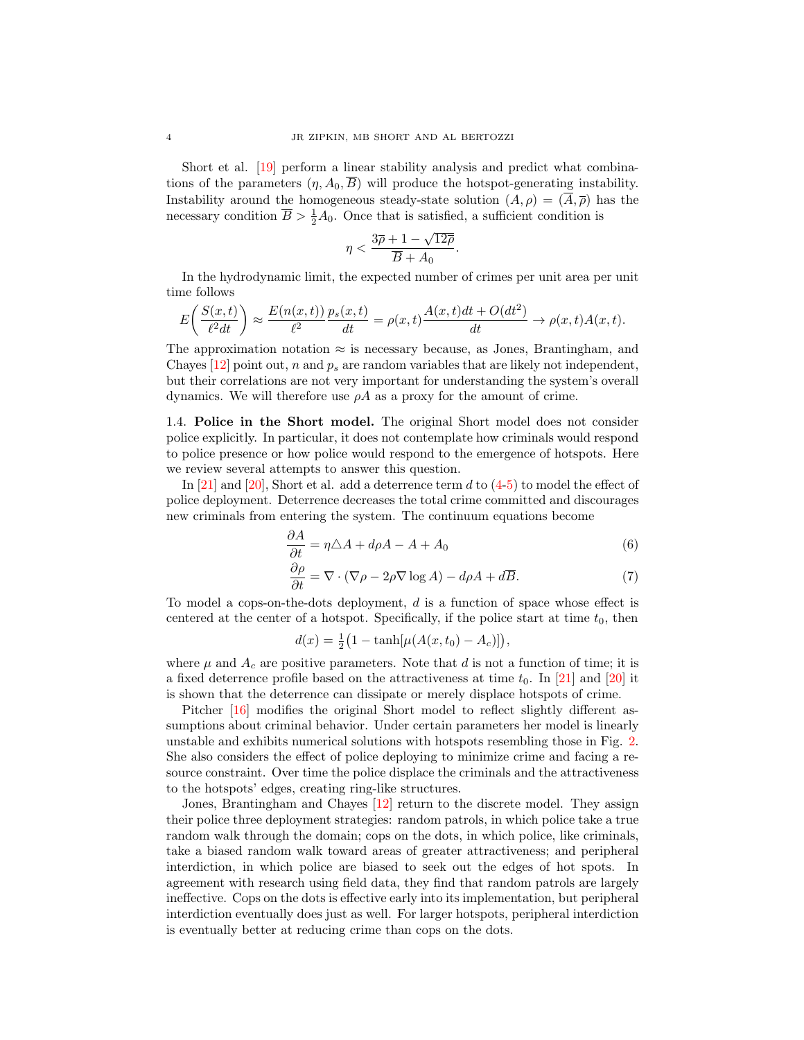Short et al. [19] perform a linear stability analysis and predict what combinations of the parameters $(\eta, A_0, \overline{B})$ will produce the hotspot-generating instability. Instability around the homogeneous steady-state solution $(A, \rho) = (\overline{A}, \overline{\rho})$ has the necessary condition $\overline{B} > \frac{1}{2}A_0$. Once that is satisfied, a sufficient condition is

$$\eta < \frac{3\overline{\rho} + 1 - \sqrt{12\overline{\rho}}}{\overline{B} + A_0}.$$

In the hydrodynamic limit, the expected number of crimes per unit area per unit time follows

$$E\left(\frac{S(x,t)}{\ell^2 dt}\right) \approx \frac{E(n(x,t))}{\ell^2}\frac{p_s(x,t)}{dt} = \rho(x,t)\frac{A(x,t)dt + O(dt^2)}{dt} \to \rho(x,t)A(x,t).$$

The approximation notation $\approx$ is necessary because, as Jones, Brantingham, and Chayes [12] point out, $n$ and $p_s$ are random variables that are likely not independent, but their correlations are not very important for understanding the system's overall dynamics. We will therefore use $\rho A$ as a proxy for the amount of crime.

### 1.4. Police in the Short model.

The original Short model does not consider police explicitly. In particular, it does not contemplate how criminals would respond to police presence or how police would respond to the emergence of hotspots. Here we review several attempts to answer this question.

In [21] and [20], Short et al. add a deterrence term $d$ to (4-5) to model the effect of police deployment. Deterrence decreases the total crime committed and discourages new criminals from entering the system. The continuum equations become

$$\frac{\partial A}{\partial t} = \eta \triangle A + d\rho A - A + A_0 \tag{6}$$

$$\frac{\partial \rho}{\partial t} = \nabla \cdot (\nabla \rho - 2\rho \nabla \log A) - d\rho A + d\overline{B}. \tag{7}$$

To model a cops-on-the-dots deployment, $d$ is a function of space whose effect is centered at the center of a hotspot. Specifically, if the police start at time $t_0$, then

$$d(x) = \tfrac{1}{2}\big(1 - \tanh[\mu(A(x,t_0) - A_c)]\big),$$

where $\mu$ and $A_c$ are positive parameters. Note that $d$ is not a function of time; it is a fixed deterrence profile based on the attractiveness at time $t_0$. In [21] and [20] it is shown that the deterrence can dissipate or merely displace hotspots of crime.

Pitcher [16] modifies the original Short model to reflect slightly different assumptions about criminal behavior. Under certain parameters her model is linearly unstable and exhibits numerical solutions with hotspots resembling those in Fig. 2. She also considers the effect of police deploying to minimize crime and facing a resource constraint. Over time the police displace the criminals and the attractiveness to the hotspots' edges, creating ring-like structures.

Jones, Brantingham and Chayes [12] return to the discrete model. They assign their police three deployment strategies: random patrols, in which police take a true random walk through the domain; cops on the dots, in which police, like criminals, take a biased random walk toward areas of greater attractiveness; and peripheral interdiction, in which police are biased to seek out the edges of hot spots. In agreement with research using field data, they find that random patrols are largely ineffective. Cops on the dots is effective early into its implementation, but peripheral interdiction eventually does just as well. For larger hotspots, peripheral interdiction is eventually better at reducing crime than cops on the dots.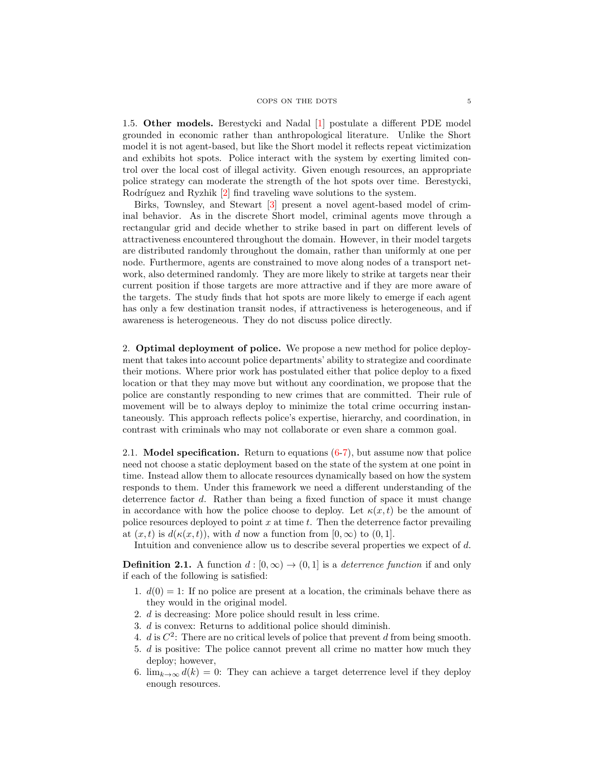1.5. **Other models.** Berestycki and Nadal [1] postulate a different PDE model grounded in economic rather than anthropological literature. Unlike the Short model it is not agent-based, but like the Short model it reflects repeat victimization and exhibits hot spots. Police interact with the system by exerting limited control over the local cost of illegal activity. Given enough resources, an appropriate police strategy can moderate the strength of the hot spots over time. Berestycki, Rodríguez and Ryzhik [2] find traveling wave solutions to the system.

Birks, Townsley, and Stewart [3] present a novel agent-based model of criminal behavior. As in the discrete Short model, criminal agents move through a rectangular grid and decide whether to strike based in part on different levels of attractiveness encountered throughout the domain. However, in their model targets are distributed randomly throughout the domain, rather than uniformly at one per node. Furthermore, agents are constrained to move along nodes of a transport network, also determined randomly. They are more likely to strike at targets near their current position if those targets are more attractive and if they are more aware of the targets. The study finds that hot spots are more likely to emerge if each agent has only a few destination transit nodes, if attractiveness is heterogeneous, and if awareness is heterogeneous. They do not discuss police directly.

## 2. **Optimal deployment of police.**

We propose a new method for police deployment that takes into account police departments' ability to strategize and coordinate their motions. Where prior work has postulated either that police deploy to a fixed location or that they may move but without any coordination, we propose that the police are constantly responding to new crimes that are committed. Their rule of movement will be to always deploy to minimize the total crime occurring instantaneously. This approach reflects police's expertise, hierarchy, and coordination, in contrast with criminals who may not collaborate or even share a common goal.

2.1. **Model specification.** Return to equations (6-7), but assume now that police need not choose a static deployment based on the state of the system at one point in time. Instead allow them to allocate resources dynamically based on how the system responds to them. Under this framework we need a different understanding of the deterrence factor $d$. Rather than being a fixed function of space it must change in accordance with how the police choose to deploy. Let $\kappa(x,t)$ be the amount of police resources deployed to point $x$ at time $t$. Then the deterrence factor prevailing at $(x,t)$ is $d(\kappa(x,t))$, with $d$ now a function from $[0,\infty)$ to $(0,1]$.

Intuition and convenience allow us to describe several properties we expect of $d$.

**Definition 2.1.** A function $d : [0,\infty) \to (0,1]$ is a *deterrence function* if and only if each of the following is satisfied:

1. $d(0) = 1$: If no police are present at a location, the criminals behave there as they would in the original model.
2. $d$ is decreasing: More police should result in less crime.
3. $d$ is convex: Returns to additional police should diminish.
4. $d$ is $C^2$: There are no critical levels of police that prevent $d$ from being smooth.
5. $d$ is positive: The police cannot prevent all crime no matter how much they deploy; however,
6. $\lim_{k\to\infty} d(k) = 0$: They can achieve a target deterrence level if they deploy enough resources.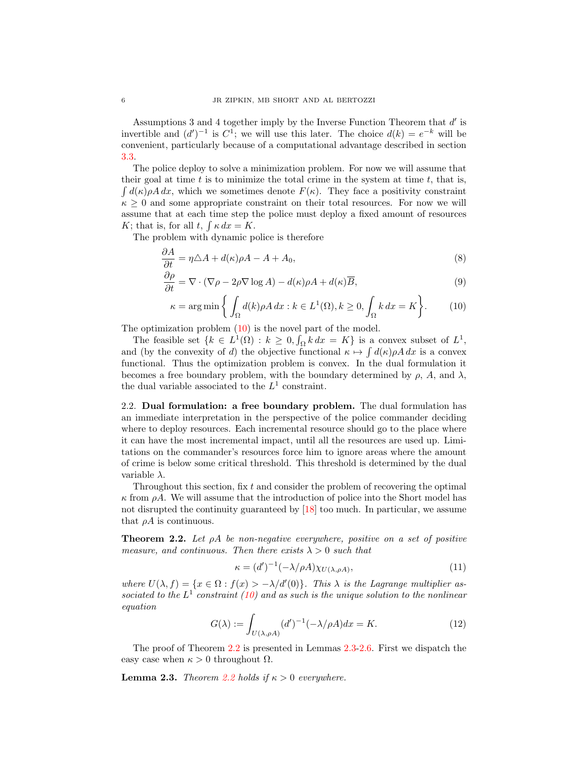Assumptions 3 and 4 together imply by the Inverse Function Theorem that $d'$ is invertible and $(d')^{-1}$ is $C^1$; we will use this later. The choice $d(k) = e^{-k}$ will be convenient, particularly because of a computational advantage described in section 3.3.

The police deploy to solve a minimization problem. For now we will assume that their goal at time $t$ is to minimize the total crime in the system at time $t$, that is, $\int d(\kappa)\rho A \, dx$, which we sometimes denote $F(\kappa)$. They face a positivity constraint $\kappa \geq 0$ and some appropriate constraint on their total resources. For now we will assume that at each time step the police must deploy a fixed amount of resources $K$; that is, for all $t$, $\int \kappa \, dx = K$.

The problem with dynamic police is therefore

$$\frac{\partial A}{\partial t} = \eta \triangle A + d(\kappa)\rho A - A + A_0, \tag{8}$$

$$\frac{\partial \rho}{\partial t} = \nabla \cdot (\nabla \rho - 2\rho \nabla \log A) - d(\kappa)\rho A + d(\kappa)\overline{B}, \tag{9}$$

$$\kappa = \arg\min \left\{ \int_\Omega d(k)\rho A \, dx : k \in L^1(\Omega), k \geq 0, \int_\Omega k \, dx = K \right\}. \tag{10}$$

The optimization problem (10) is the novel part of the model.

The feasible set $\{k \in L^1(\Omega) : k \geq 0, \int_\Omega k \, dx = K\}$ is a convex subset of $L^1$, and (by the convexity of $d$) the objective functional $\kappa \mapsto \int d(\kappa)\rho A \, dx$ is a convex functional. Thus the optimization problem is convex. In the dual formulation it becomes a free boundary problem, with the boundary determined by $\rho$, $A$, and $\lambda$, the dual variable associated to the $L^1$ constraint.

2.2. **Dual formulation: a free boundary problem.** The dual formulation has an immediate interpretation in the perspective of the police commander deciding where to deploy resources. Each incremental resource should go to the place where it can have the most incremental impact, until all the resources are used up. Limitations on the commander's resources force him to ignore areas where the amount of crime is below some critical threshold. This threshold is determined by the dual variable $\lambda$.

Throughout this section, fix $t$ and consider the problem of recovering the optimal $\kappa$ from $\rho A$. We will assume that the introduction of police into the Short model has not disrupted the continuity guaranteed by [18] too much. In particular, we assume that $\rho A$ is continuous.

**Theorem 2.2.** *Let $\rho A$ be non-negative everywhere, positive on a set of positive measure, and continuous. Then there exists $\lambda > 0$ such that*

$$\kappa = (d')^{-1}(-\lambda/\rho A)\chi_{U(\lambda,\rho A)}, \tag{11}$$

*where $U(\lambda, f) = \{x \in \Omega : f(x) > -\lambda/d'(0)\}$. This $\lambda$ is the Lagrange multiplier associated to the $L^1$ constraint (10) and as such is the unique solution to the nonlinear equation*

$$G(\lambda) := \int_{U(\lambda,\rho A)} (d')^{-1}(-\lambda/\rho A) dx = K. \tag{12}$$

The proof of Theorem 2.2 is presented in Lemmas 2.3-2.6. First we dispatch the easy case when $\kappa > 0$ throughout $\Omega$.

**Lemma 2.3.** *Theorem 2.2 holds if $\kappa > 0$ everywhere.*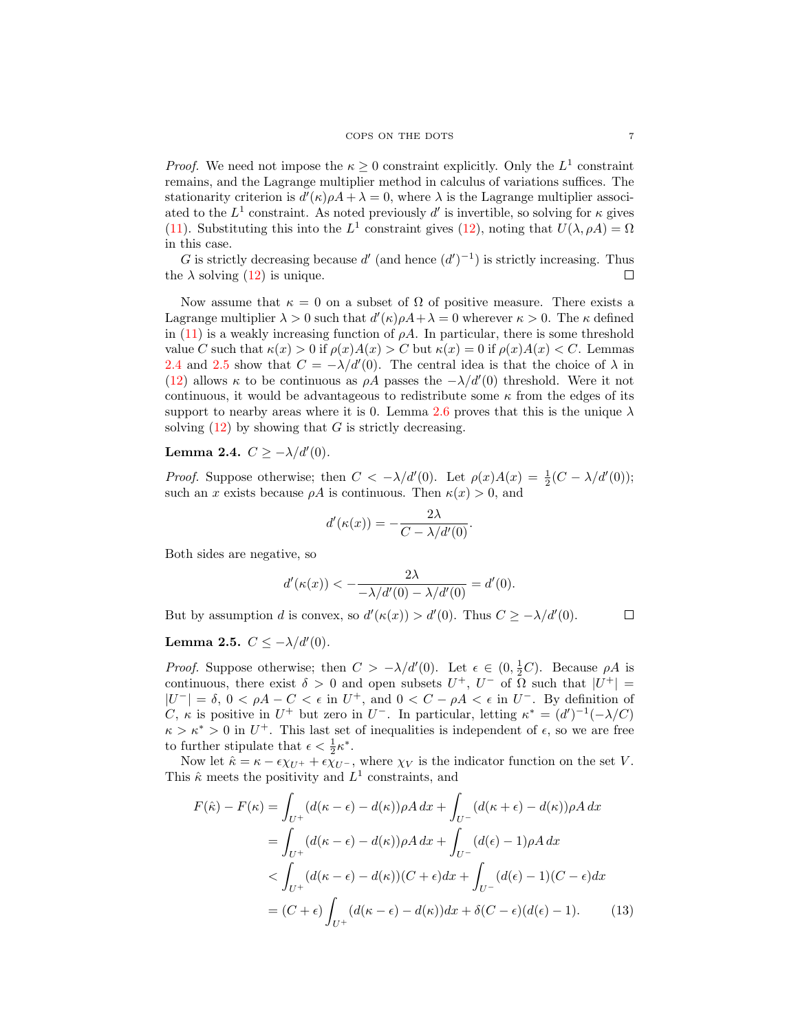*Proof.* We need not impose the $\kappa \geq 0$ constraint explicitly. Only the $L^1$ constraint remains, and the Lagrange multiplier method in calculus of variations suffices. The stationarity criterion is $d'(\kappa)\rho A + \lambda = 0$, where $\lambda$ is the Lagrange multiplier associated to the $L^1$ constraint. As noted previously $d'$ is invertible, so solving for $\kappa$ gives (11). Substituting this into the $L^1$ constraint gives (12), noting that $U(\lambda, \rho A) = \Omega$ in this case.

$G$ is strictly decreasing because $d'$ (and hence $(d')^{-1}$) is strictly increasing. Thus the $\lambda$ solving (12) is unique. ∎

Now assume that $\kappa = 0$ on a subset of $\Omega$ of positive measure. There exists a Lagrange multiplier $\lambda > 0$ such that $d'(\kappa)\rho A + \lambda = 0$ wherever $\kappa > 0$. The $\kappa$ defined in (11) is a weakly increasing function of $\rho A$. In particular, there is some threshold value $C$ such that $\kappa(x) > 0$ if $\rho(x)A(x) > C$ but $\kappa(x) = 0$ if $\rho(x)A(x) < C$. Lemmas 2.4 and 2.5 show that $C = -\lambda/d'(0)$. The central idea is that the choice of $\lambda$ in (12) allows $\kappa$ to be continuous as $\rho A$ passes the $-\lambda/d'(0)$ threshold. Were it not continuous, it would be advantageous to redistribute some $\kappa$ from the edges of its support to nearby areas where it is 0. Lemma 2.6 proves that this is the unique $\lambda$ solving (12) by showing that $G$ is strictly decreasing.

**Lemma 2.4.** $C \geq -\lambda/d'(0)$.

*Proof.* Suppose otherwise; then $C < -\lambda/d'(0)$. Let $\rho(x)A(x) = \frac{1}{2}(C - \lambda/d'(0))$; such an $x$ exists because $\rho A$ is continuous. Then $\kappa(x) > 0$, and

$$d'(\kappa(x)) = -\frac{2\lambda}{C - \lambda/d'(0)}.$$

Both sides are negative, so

$$d'(\kappa(x)) < -\frac{2\lambda}{-\lambda/d'(0) - \lambda/d'(0)} = d'(0).$$

But by assumption $d$ is convex, so $d'(\kappa(x)) > d'(0)$. Thus $C \geq -\lambda/d'(0)$. ∎

**Lemma 2.5.** $C \leq -\lambda/d'(0)$.

*Proof.* Suppose otherwise; then $C > -\lambda/d'(0)$. Let $\epsilon \in (0, \frac{1}{2}C)$. Because $\rho A$ is continuous, there exist $\delta > 0$ and open subsets $U^+$, $U^-$ of $\Omega$ such that $|U^+| = |U^-| = \delta$, $0 < \rho A - C < \epsilon$ in $U^+$, and $0 < C - \rho A < \epsilon$ in $U^-$. By definition of $C$, $\kappa$ is positive in $U^+$ but zero in $U^-$. In particular, letting $\kappa^* = (d')^{-1}(-\lambda/C)$ $\kappa > \kappa^* > 0$ in $U^+$. This last set of inequalities is independent of $\epsilon$, so we are free to further stipulate that $\epsilon < \frac{1}{2}\kappa^*$.

Now let $\hat{\kappa} = \kappa - \epsilon\chi_{U^+} + \epsilon\chi_{U^-}$, where $\chi_V$ is the indicator function on the set $V$. This $\hat{\kappa}$ meets the positivity and $L^1$ constraints, and

$$\begin{aligned}
F(\hat{\kappa}) - F(\kappa) &= \int_{U^+} (d(\kappa - \epsilon) - d(\kappa))\rho A \, dx + \int_{U^-} (d(\kappa + \epsilon) - d(\kappa))\rho A \, dx \\
&= \int_{U^+} (d(\kappa - \epsilon) - d(\kappa))\rho A \, dx + \int_{U^-} (d(\epsilon) - 1)\rho A \, dx \\
&< \int_{U^+} (d(\kappa - \epsilon) - d(\kappa))(C + \epsilon) dx + \int_{U^-} (d(\epsilon) - 1)(C - \epsilon) dx \\
&= (C + \epsilon) \int_{U^+} (d(\kappa - \epsilon) - d(\kappa)) dx + \delta(C - \epsilon)(d(\epsilon) - 1). \qquad (13)
\end{aligned}$$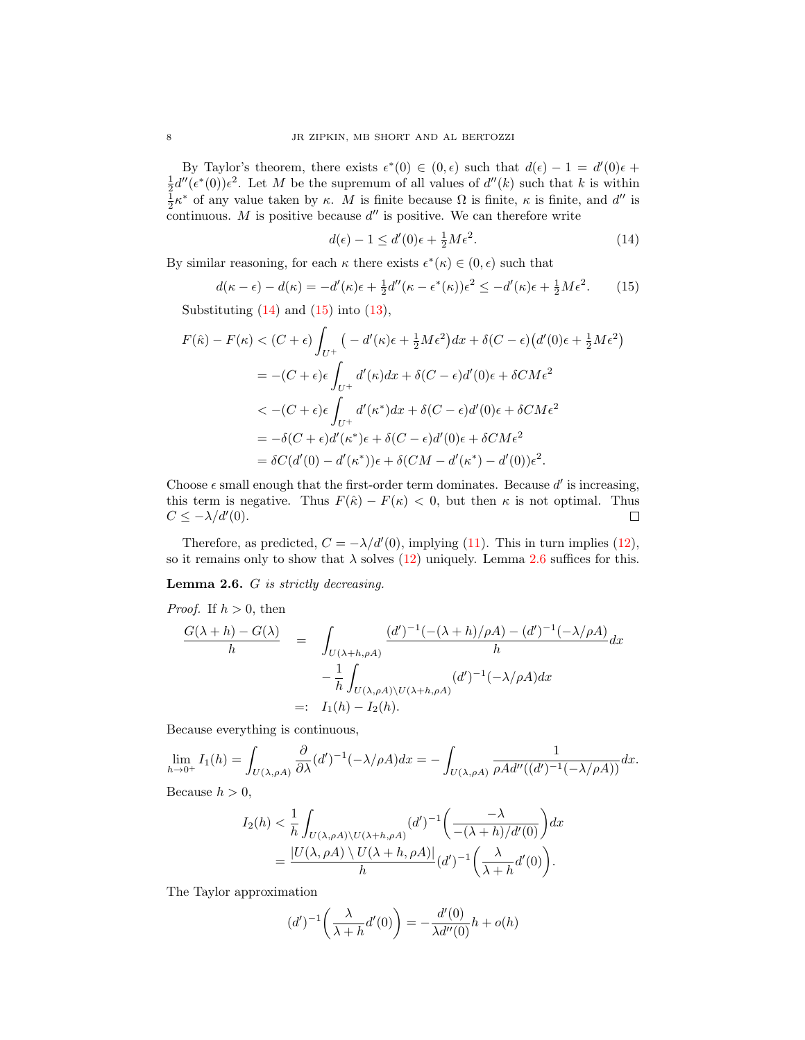By Taylor's theorem, there exists $\epsilon^*(0) \in (0, \epsilon)$ such that $d(\epsilon) - 1 = d'(0)\epsilon + \frac{1}{2}d''(\epsilon^*(0))\epsilon^2$. Let $M$ be the supremum of all values of $d''(k)$ such that $k$ is within $\frac{1}{2}\kappa^*$ of any value taken by $\kappa$. $M$ is finite because $\Omega$ is finite, $\kappa$ is finite, and $d''$ is continuous. $M$ is positive because $d''$ is positive. We can therefore write

$$d(\epsilon) - 1 \leq d'(0)\epsilon + \tfrac{1}{2}M\epsilon^2. \tag{14}$$

By similar reasoning, for each $\kappa$ there exists $\epsilon^*(\kappa) \in (0, \epsilon)$ such that

$$d(\kappa - \epsilon) - d(\kappa) = -d'(\kappa)\epsilon + \tfrac{1}{2}d''(\kappa - \epsilon^*(\kappa))\epsilon^2 \leq -d'(\kappa)\epsilon + \tfrac{1}{2}M\epsilon^2. \tag{15}$$

Substituting (14) and (15) into (13),

$$\begin{aligned}
F(\hat{\kappa}) - F(\kappa) &< (C+\epsilon)\int_{U^+}\big(-d'(\kappa)\epsilon + \tfrac{1}{2}M\epsilon^2\big)dx + \delta(C-\epsilon)\big(d'(0)\epsilon + \tfrac{1}{2}M\epsilon^2\big) \\
&= -(C+\epsilon)\epsilon\int_{U^+} d'(\kappa)dx + \delta(C-\epsilon)d'(0)\epsilon + \delta CM\epsilon^2 \\
&< -(C+\epsilon)\epsilon\int_{U^+} d'(\kappa^*)dx + \delta(C-\epsilon)d'(0)\epsilon + \delta CM\epsilon^2 \\
&= -\delta(C+\epsilon)d'(\kappa^*)\epsilon + \delta(C-\epsilon)d'(0)\epsilon + \delta CM\epsilon^2 \\
&= \delta C(d'(0) - d'(\kappa^*))\epsilon + \delta(CM - d'(\kappa^*) - d'(0))\epsilon^2.
\end{aligned}$$

Choose $\epsilon$ small enough that the first-order term dominates. Because $d'$ is increasing, this term is negative. Thus $F(\hat{\kappa}) - F(\kappa) < 0$, but then $\kappa$ is not optimal. Thus $C \leq -\lambda/d'(0)$. ☐

Therefore, as predicted, $C = -\lambda/d'(0)$, implying (11). This in turn implies (12), so it remains only to show that $\lambda$ solves (12) uniquely. Lemma 2.6 suffices for this.

**Lemma 2.6.** *G is strictly decreasing.*

*Proof.* If $h > 0$, then

$$\begin{aligned}
\frac{G(\lambda+h) - G(\lambda)}{h} &= \int_{U(\lambda+h,\rho A)} \frac{(d')^{-1}(-(\lambda+h)/\rho A) - (d')^{-1}(-\lambda/\rho A)}{h}dx \\
&\quad - \frac{1}{h}\int_{U(\lambda,\rho A)\setminus U(\lambda+h,\rho A)} (d')^{-1}(-\lambda/\rho A)dx \\
&=: I_1(h) - I_2(h).
\end{aligned}$$

Because everything is continuous,

$$\lim_{h\to 0^+} I_1(h) = \int_{U(\lambda,\rho A)} \frac{\partial}{\partial\lambda}(d')^{-1}(-\lambda/\rho A)dx = -\int_{U(\lambda,\rho A)} \frac{1}{\rho A d''((d')^{-1}(-\lambda/\rho A))}dx.$$

Because $h > 0$,

$$\begin{aligned}
I_2(h) &< \frac{1}{h}\int_{U(\lambda,\rho A)\setminus U(\lambda+h,\rho A)} (d')^{-1}\bigg(\frac{-\lambda}{-(\lambda+h)/d'(0)}\bigg)dx \\
&= \frac{|U(\lambda,\rho A)\setminus U(\lambda+h,\rho A)|}{h}(d')^{-1}\bigg(\frac{\lambda}{\lambda+h}d'(0)\bigg).
\end{aligned}$$

The Taylor approximation

$$(d')^{-1}\bigg(\frac{\lambda}{\lambda+h}d'(0)\bigg) = -\frac{d'(0)}{\lambda d''(0)}h + o(h)$$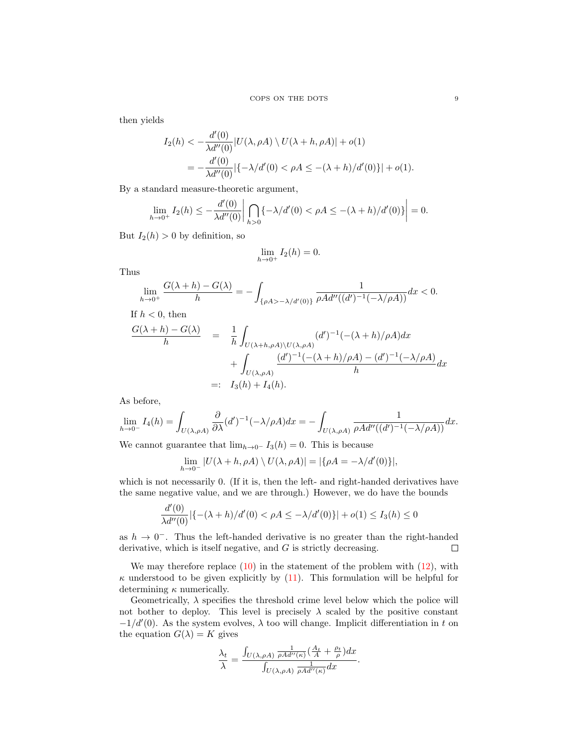then yields

$$
\begin{aligned}
I_2(h) &< -\frac{d'(0)}{\lambda d''(0)}|U(\lambda,\rho A)\setminus U(\lambda+h,\rho A)| + o(1)\\
&= -\frac{d'(0)}{\lambda d''(0)}|\{-\lambda/d'(0) < \rho A \leq -(\lambda+h)/d'(0)\}| + o(1).
\end{aligned}
$$

By a standard measure-theoretic argument,

$$
\lim_{h\to 0^+} I_2(h) \leq -\frac{d'(0)}{\lambda d''(0)}\left|\bigcap_{h>0}\{-\lambda/d'(0) < \rho A \leq -(\lambda+h)/d'(0)\}\right| = 0.
$$

But $I_2(h) > 0$ by definition, so

$$
\lim_{h\to 0^+} I_2(h) = 0.
$$

Thus

$$
\lim_{h\to 0^+}\frac{G(\lambda+h)-G(\lambda)}{h} = -\int_{\{\rho A > -\lambda/d'(0)\}} \frac{1}{\rho A d''((d')^{-1}(-\lambda/\rho A))}dx < 0.
$$

If $h < 0$, then

$$
\begin{aligned}
\frac{G(\lambda+h)-G(\lambda)}{h} &= \frac{1}{h}\int_{U(\lambda+h,\rho A)\setminus U(\lambda,\rho A)} (d')^{-1}(-(\lambda+h)/\rho A)dx\\
&\quad + \int_{U(\lambda,\rho A)} \frac{(d')^{-1}(-(\lambda+h)/\rho A) - (d')^{-1}(-\lambda/\rho A)}{h}dx\\
&=: I_3(h) + I_4(h).
\end{aligned}
$$

As before,

$$
\lim_{h\to 0^-} I_4(h) = \int_{U(\lambda,\rho A)} \frac{\partial}{\partial\lambda}(d')^{-1}(-\lambda/\rho A)dx = -\int_{U(\lambda,\rho A)} \frac{1}{\rho A d''((d')^{-1}(-\lambda/\rho A))}dx.
$$

We cannot guarantee that $\lim_{h\to 0^-} I_3(h) = 0$. This is because

$$
\lim_{h\to 0^-}|U(\lambda+h,\rho A)\setminus U(\lambda,\rho A)| = |\{\rho A = -\lambda/d'(0)\}|,
$$

which is not necessarily 0. (If it is, then the left- and right-handed derivatives have the same negative value, and we are through.) However, we do have the bounds

$$
\frac{d'(0)}{\lambda d''(0)}|\{-(\lambda+h)/d'(0) < \rho A \leq -\lambda/d'(0)\}| + o(1) \leq I_3(h) \leq 0
$$

as $h \to 0^-$. Thus the left-handed derivative is no greater than the right-handed derivative, which is itself negative, and $G$ is strictly decreasing. ☐

We may therefore replace (10) in the statement of the problem with (12), with $\kappa$ understood to be given explicitly by (11). This formulation will be helpful for determining $\kappa$ numerically.

Geometrically, $\lambda$ specifies the threshold crime level below which the police will not bother to deploy. This level is precisely $\lambda$ scaled by the positive constant $-1/d'(0)$. As the system evolves, $\lambda$ too will change. Implicit differentiation in $t$ on the equation $G(\lambda) = K$ gives

$$
\frac{\lambda_t}{\lambda} = \frac{\int_{U(\lambda,\rho A)} \frac{1}{\rho A d''(\kappa)}(\frac{A_t}{A} + \frac{\rho_t}{\rho})dx}{\int_{U(\lambda,\rho A)} \frac{1}{\rho A d''(\kappa)}dx}.
$$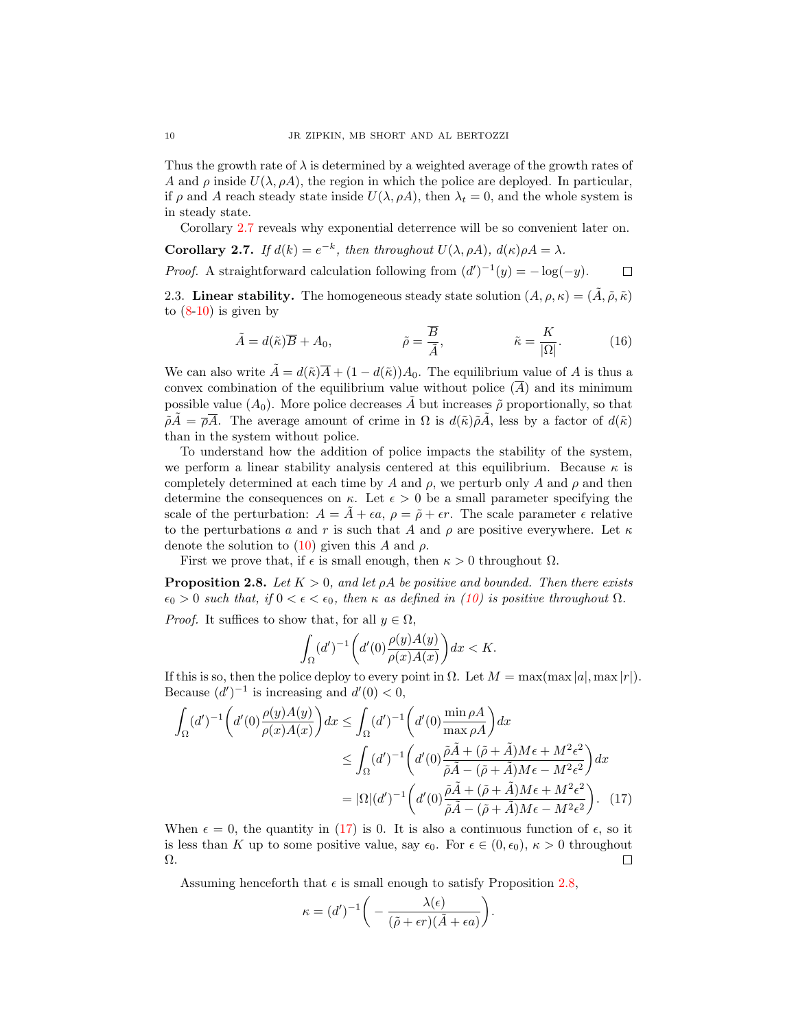Thus the growth rate of $\lambda$ is determined by a weighted average of the growth rates of $A$ and $\rho$ inside $U(\lambda, \rho A)$, the region in which the police are deployed. In particular, if $\rho$ and $A$ reach steady state inside $U(\lambda, \rho A)$, then $\lambda_t = 0$, and the whole system is in steady state.

Corollary 2.7 reveals why exponential deterrence will be so convenient later on.

**Corollary 2.7.** *If $d(k) = e^{-k}$, then throughout $U(\lambda, \rho A)$, $d(\kappa)\rho A = \lambda$.*

*Proof.* A straightforward calculation following from $(d')^{-1}(y) = -\log(-y)$. $\square$

2.3. **Linear stability.** The homogeneous steady state solution $(A, \rho, \kappa) = (\tilde{A}, \tilde{\rho}, \tilde{\kappa})$ to (8-10) is given by

$$\tilde{A} = d(\tilde{\kappa})\overline{B} + A_0, \qquad \tilde{\rho} = \frac{\overline{B}}{\tilde{A}}, \qquad \tilde{\kappa} = \frac{K}{|\Omega|}. \tag{16}$$

We can also write $\tilde{A} = d(\tilde{\kappa})\overline{A} + (1 - d(\tilde{\kappa}))A_0$. The equilibrium value of $A$ is thus a convex combination of the equilibrium value without police $(\overline{A})$ and its minimum possible value $(A_0)$. More police decreases $\tilde{A}$ but increases $\tilde{\rho}$ proportionally, so that $\tilde{\rho}\tilde{A} = \overline{\rho}\overline{A}$. The average amount of crime in $\Omega$ is $d(\tilde{\kappa})\tilde{\rho}\tilde{A}$, less by a factor of $d(\tilde{\kappa})$ than in the system without police.

To understand how the addition of police impacts the stability of the system, we perform a linear stability analysis centered at this equilibrium. Because $\kappa$ is completely determined at each time by $A$ and $\rho$, we perturb only $A$ and $\rho$ and then determine the consequences on $\kappa$. Let $\epsilon > 0$ be a small parameter specifying the scale of the perturbation: $A = \tilde{A} + \epsilon a$, $\rho = \tilde{\rho} + \epsilon r$. The scale parameter $\epsilon$ relative to the perturbations $a$ and $r$ is such that $A$ and $\rho$ are positive everywhere. Let $\kappa$ denote the solution to (10) given this $A$ and $\rho$.

First we prove that, if $\epsilon$ is small enough, then $\kappa > 0$ throughout $\Omega$.

**Proposition 2.8.** *Let $K > 0$, and let $\rho A$ be positive and bounded. Then there exists $\epsilon_0 > 0$ such that, if $0 < \epsilon < \epsilon_0$, then $\kappa$ as defined in (10) is positive throughout $\Omega$.*

*Proof.* It suffices to show that, for all $y \in \Omega$,

$$\int_\Omega (d')^{-1}\left(d'(0)\frac{\rho(y)A(y)}{\rho(x)A(x)}\right)dx < K.$$

If this is so, then the police deploy to every point in $\Omega$. Let $M = \max(\max|a|, \max|r|)$. Because $(d')^{-1}$ is increasing and $d'(0) < 0$,

$$\begin{aligned}
\int_\Omega (d')^{-1}\left(d'(0)\frac{\rho(y)A(y)}{\rho(x)A(x)}\right)dx &\leq \int_\Omega (d')^{-1}\left(d'(0)\frac{\min \rho A}{\max \rho A}\right)dx \\
&\leq \int_\Omega (d')^{-1}\left(d'(0)\frac{\tilde{\rho}\tilde{A} + (\tilde{\rho} + \tilde{A})M\epsilon + M^2\epsilon^2}{\tilde{\rho}\tilde{A} - (\tilde{\rho} + \tilde{A})M\epsilon - M^2\epsilon^2}\right)dx \\
&= |\Omega|(d')^{-1}\left(d'(0)\frac{\tilde{\rho}\tilde{A} + (\tilde{\rho} + \tilde{A})M\epsilon + M^2\epsilon^2}{\tilde{\rho}\tilde{A} - (\tilde{\rho} + \tilde{A})M\epsilon - M^2\epsilon^2}\right). \quad (17)
\end{aligned}$$

When $\epsilon = 0$, the quantity in (17) is 0. It is also a continuous function of $\epsilon$, so it is less than $K$ up to some positive value, say $\epsilon_0$. For $\epsilon \in (0, \epsilon_0)$, $\kappa > 0$ throughout $\Omega$. $\square$

Assuming henceforth that $\epsilon$ is small enough to satisfy Proposition 2.8,

$$\kappa = (d')^{-1}\left(-\frac{\lambda(\epsilon)}{(\tilde{\rho} + \epsilon r)(\tilde{A} + \epsilon a)}\right).$$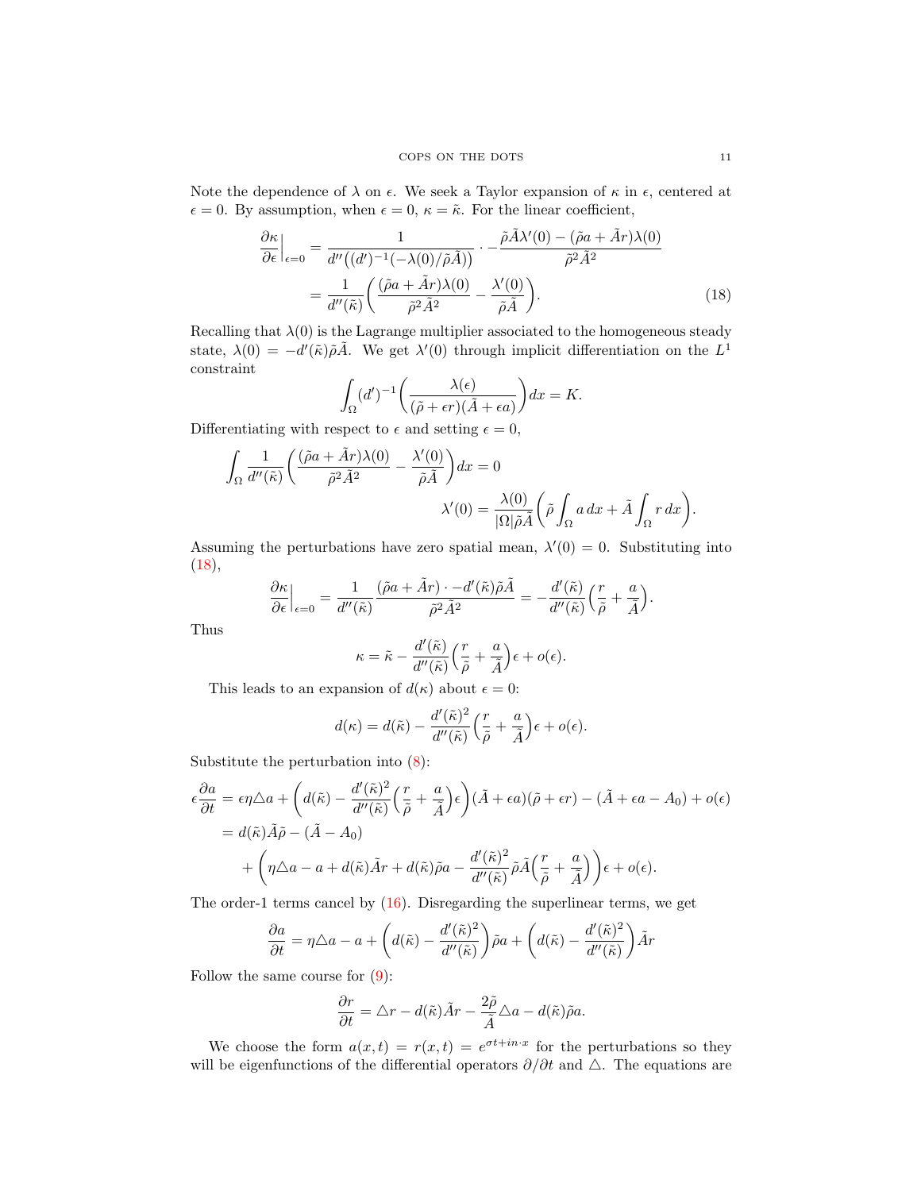Note the dependence of $\lambda$ on $\epsilon$. We seek a Taylor expansion of $\kappa$ in $\epsilon$, centered at $\epsilon = 0$. By assumption, when $\epsilon = 0$, $\kappa = \tilde{\kappa}$. For the linear coefficient,

$$
\begin{aligned}
\frac{\partial \kappa}{\partial \epsilon}\Big|_{\epsilon=0} &= \frac{1}{d''\big((d')^{-1}(-\lambda(0)/\tilde{\rho}\tilde{A})\big)} \cdot -\frac{\tilde{\rho}\tilde{A}\lambda'(0) - (\tilde{\rho}a + \tilde{A}r)\lambda(0)}{\tilde{\rho}^2\tilde{A}^2} \\
&= \frac{1}{d''(\tilde{\kappa})}\bigg(\frac{(\tilde{\rho}a + \tilde{A}r)\lambda(0)}{\tilde{\rho}^2\tilde{A}^2} - \frac{\lambda'(0)}{\tilde{\rho}\tilde{A}}\bigg). \qquad (18)
\end{aligned}
$$

Recalling that $\lambda(0)$ is the Lagrange multiplier associated to the homogeneous steady state, $\lambda(0) = -d'(\tilde{\kappa})\tilde{\rho}\tilde{A}$. We get $\lambda'(0)$ through implicit differentiation on the $L^1$ constraint

$$
\int_\Omega (d')^{-1}\bigg(\frac{\lambda(\epsilon)}{(\tilde{\rho} + \epsilon r)(\tilde{A} + \epsilon a)}\bigg)dx = K.
$$

Differentiating with respect to $\epsilon$ and setting $\epsilon = 0$,

$$
\begin{aligned}
\int_\Omega \frac{1}{d''(\tilde{\kappa})}\bigg(\frac{(\tilde{\rho}a + \tilde{A}r)\lambda(0)}{\tilde{\rho}^2\tilde{A}^2} - \frac{\lambda'(0)}{\tilde{\rho}\tilde{A}}\bigg)dx &= 0 \\
\lambda'(0) &= \frac{\lambda(0)}{|\Omega|\tilde{\rho}\tilde{A}}\bigg(\tilde{\rho}\int_\Omega a\,dx + \tilde{A}\int_\Omega r\,dx\bigg).
\end{aligned}
$$

Assuming the perturbations have zero spatial mean, $\lambda'(0) = 0$. Substituting into (18),

$$
\frac{\partial \kappa}{\partial \epsilon}\Big|_{\epsilon=0} = \frac{1}{d''(\tilde{\kappa})}\frac{(\tilde{\rho}a + \tilde{A}r)\cdot -d'(\tilde{\kappa})\tilde{\rho}\tilde{A}}{\tilde{\rho}^2\tilde{A}^2} = -\frac{d'(\tilde{\kappa})}{d''(\tilde{\kappa})}\Big(\frac{r}{\tilde{\rho}} + \frac{a}{\tilde{A}}\Big).
$$

Thus

$$
\kappa = \tilde{\kappa} - \frac{d'(\tilde{\kappa})}{d''(\tilde{\kappa})}\Big(\frac{r}{\tilde{\rho}} + \frac{a}{\tilde{A}}\Big)\epsilon + o(\epsilon).
$$

This leads to an expansion of $d(\kappa)$ about $\epsilon = 0$:

$$
d(\kappa) = d(\tilde{\kappa}) - \frac{d'(\tilde{\kappa})^2}{d''(\tilde{\kappa})}\Big(\frac{r}{\tilde{\rho}} + \frac{a}{\tilde{A}}\Big)\epsilon + o(\epsilon).
$$

Substitute the perturbation into (8):

$$
\begin{aligned}
\epsilon\frac{\partial a}{\partial t} &= \epsilon\eta\triangle a + \bigg(d(\tilde{\kappa}) - \frac{d'(\tilde{\kappa})^2}{d''(\tilde{\kappa})}\Big(\frac{r}{\tilde{\rho}} + \frac{a}{\tilde{A}}\Big)\epsilon\bigg)(\tilde{A} + \epsilon a)(\tilde{\rho} + \epsilon r) - (\tilde{A} + \epsilon a - A_0) + o(\epsilon) \\
&= d(\tilde{\kappa})\tilde{A}\tilde{\rho} - (\tilde{A} - A_0) \\
&\quad + \bigg(\eta\triangle a - a + d(\tilde{\kappa})\tilde{A}r + d(\tilde{\kappa})\tilde{\rho}a - \frac{d'(\tilde{\kappa})^2}{d''(\tilde{\kappa})}\tilde{\rho}\tilde{A}\Big(\frac{r}{\tilde{\rho}} + \frac{a}{\tilde{A}}\Big)\bigg)\epsilon + o(\epsilon).
\end{aligned}
$$

The order-1 terms cancel by (16). Disregarding the superlinear terms, we get

$$
\frac{\partial a}{\partial t} = \eta\triangle a - a + \bigg(d(\tilde{\kappa}) - \frac{d'(\tilde{\kappa})^2}{d''(\tilde{\kappa})}\bigg)\tilde{\rho}a + \bigg(d(\tilde{\kappa}) - \frac{d'(\tilde{\kappa})^2}{d''(\tilde{\kappa})}\bigg)\tilde{A}r
$$

Follow the same course for (9):

$$
\frac{\partial r}{\partial t} = \triangle r - d(\tilde{\kappa})\tilde{A}r - \frac{2\tilde{\rho}}{\tilde{A}}\triangle a - d(\tilde{\kappa})\tilde{\rho}a.
$$

We choose the form $a(x,t) = r(x,t) = e^{\sigma t + in\cdot x}$ for the perturbations so they will be eigenfunctions of the differential operators $\partial/\partial t$ and $\triangle$. The equations are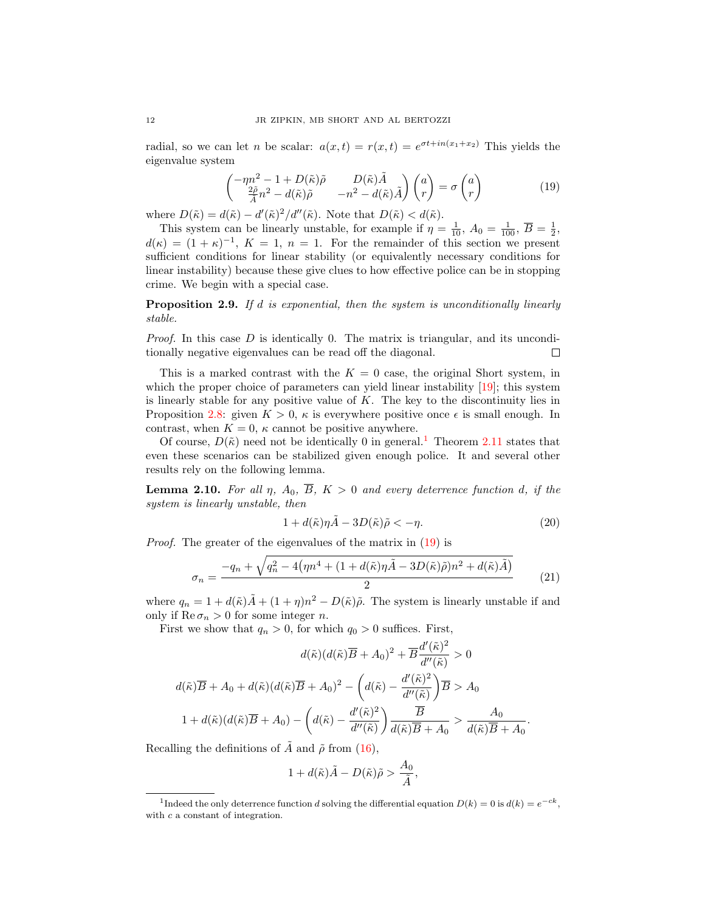radial, so we can let $n$ be scalar: $a(x,t) = r(x,t) = e^{\sigma t + in(x_1+x_2)}$ This yields the eigenvalue system

$$\begin{pmatrix} -\eta n^2 - 1 + D(\tilde{\kappa})\tilde{\rho} & D(\tilde{\kappa})\tilde{A} \\ \frac{2\tilde{\rho}}{\tilde{A}} n^2 - d(\tilde{\kappa})\tilde{\rho} & -n^2 - d(\tilde{\kappa})\tilde{A} \end{pmatrix} \begin{pmatrix} a \\ r \end{pmatrix} = \sigma \begin{pmatrix} a \\ r \end{pmatrix} \tag{19}$$

where $D(\tilde{\kappa}) = d(\tilde{\kappa}) - d'(\tilde{\kappa})^2/d''(\tilde{\kappa})$. Note that $D(\tilde{\kappa}) < d(\tilde{\kappa})$.

This system can be linearly unstable, for example if $\eta = \frac{1}{10}$, $A_0 = \frac{1}{100}$, $\overline{B} = \frac{1}{2}$, $d(\kappa) = (1+\kappa)^{-1}$, $K = 1$, $n = 1$. For the remainder of this section we present sufficient conditions for linear stability (or equivalently necessary conditions for linear instability) because these give clues to how effective police can be in stopping crime. We begin with a special case.

**Proposition 2.9.** *If $d$ is exponential, then the system is unconditionally linearly stable.*

*Proof.* In this case $D$ is identically 0. The matrix is triangular, and its unconditionally negative eigenvalues can be read off the diagonal. $\square$

This is a marked contrast with the $K = 0$ case, the original Short system, in which the proper choice of parameters can yield linear instability [19]; this system is linearly stable for any positive value of $K$. The key to the discontinuity lies in Proposition 2.8: given $K > 0$, $\kappa$ is everywhere positive once $\epsilon$ is small enough. In contrast, when $K = 0$, $\kappa$ cannot be positive anywhere.

Of course, $D(\tilde{\kappa})$ need not be identically 0 in general.[1] Theorem 2.11 states that even these scenarios can be stabilized given enough police. It and several other results rely on the following lemma.

**Lemma 2.10.** *For all $\eta$, $A_0$, $\overline{B}$, $K > 0$ and every deterrence function $d$, if the system is linearly unstable, then*

$$1 + d(\tilde{\kappa})\eta\tilde{A} - 3D(\tilde{\kappa})\tilde{\rho} < -\eta. \tag{20}$$

*Proof.* The greater of the eigenvalues of the matrix in (19) is

$$\sigma_n = \frac{-q_n + \sqrt{q_n^2 - 4\big(\eta n^4 + (1 + d(\tilde{\kappa})\eta\tilde{A} - 3D(\tilde{\kappa})\tilde{\rho})n^2 + d(\tilde{\kappa})\tilde{A}\big)}}{2} \tag{21}$$

where $q_n = 1 + d(\tilde{\kappa})\tilde{A} + (1+\eta)n^2 - D(\tilde{\kappa})\tilde{\rho}$. The system is linearly unstable if and only if $\operatorname{Re}\sigma_n > 0$ for some integer $n$.

First we show that $q_n > 0$, for which $q_0 > 0$ suffices. First,

$$d(\tilde{\kappa})(d(\tilde{\kappa})\overline{B} + A_0)^2 + \overline{B}\frac{d'(\tilde{\kappa})^2}{d''(\tilde{\kappa})} > 0$$

$$d(\tilde{\kappa})\overline{B} + A_0 + d(\tilde{\kappa})(d(\tilde{\kappa})\overline{B} + A_0)^2 - \left(d(\tilde{\kappa}) - \frac{d'(\tilde{\kappa})^2}{d''(\tilde{\kappa})}\right)\overline{B} > A_0$$

$$1 + d(\tilde{\kappa})(d(\tilde{\kappa})\overline{B} + A_0) - \left(d(\tilde{\kappa}) - \frac{d'(\tilde{\kappa})^2}{d''(\tilde{\kappa})}\right)\frac{\overline{B}}{d(\tilde{\kappa})\overline{B} + A_0} > \frac{A_0}{d(\tilde{\kappa})\overline{B} + A_0}.$$

Recalling the definitions of $\tilde{A}$ and $\tilde{\rho}$ from (16),

$$1 + d(\tilde{\kappa})\tilde{A} - D(\tilde{\kappa})\tilde{\rho} > \frac{A_0}{\tilde{A}},$$

[1] Indeed the only deterrence function $d$ solving the differential equation $D(k) = 0$ is $d(k) = e^{-ck}$, with $c$ a constant of integration.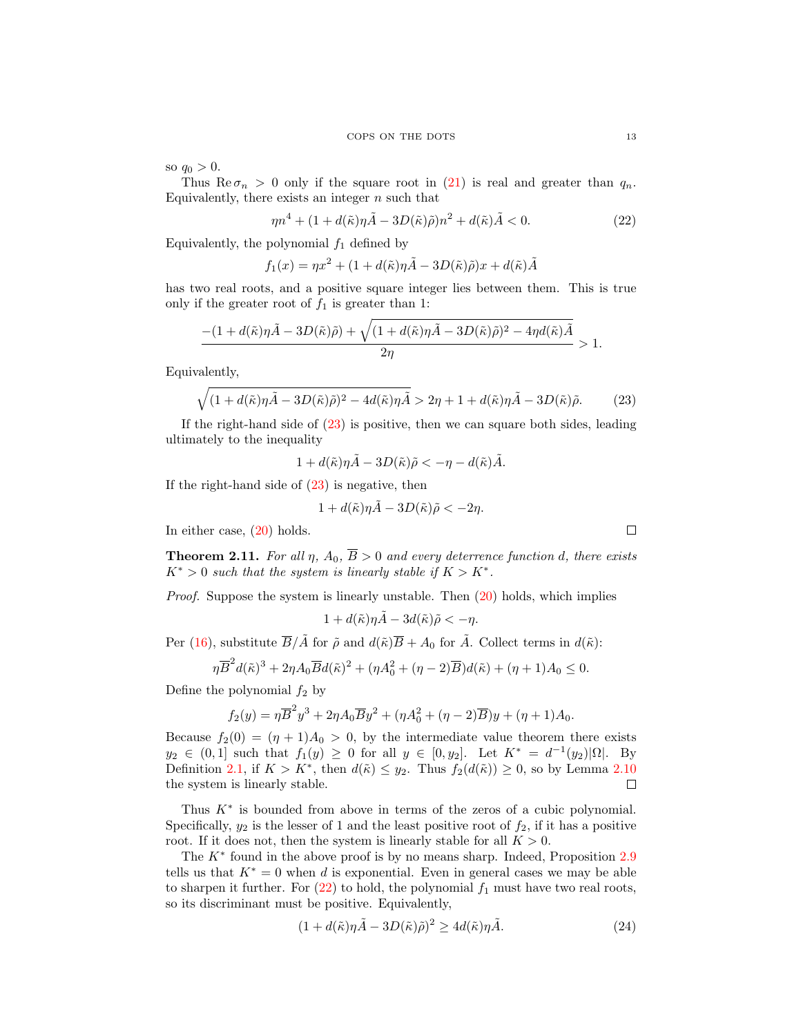so $q_0 > 0$.

Thus $\operatorname{Re}\sigma_n > 0$ only if the square root in (21) is real and greater than $q_n$. Equivalently, there exists an integer $n$ such that

$$\eta n^4 + (1 + d(\tilde{\kappa})\eta\tilde{A} - 3D(\tilde{\kappa})\tilde{\rho})n^2 + d(\tilde{\kappa})\tilde{A} < 0. \tag{22}$$

Equivalently, the polynomial $f_1$ defined by

$$f_1(x) = \eta x^2 + (1 + d(\tilde{\kappa})\eta\tilde{A} - 3D(\tilde{\kappa})\tilde{\rho})x + d(\tilde{\kappa})\tilde{A}$$

has two real roots, and a positive square integer lies between them. This is true only if the greater root of $f_1$ is greater than 1:

$$\frac{-(1 + d(\tilde{\kappa})\eta\tilde{A} - 3D(\tilde{\kappa})\tilde{\rho}) + \sqrt{(1 + d(\tilde{\kappa})\eta\tilde{A} - 3D(\tilde{\kappa})\tilde{\rho})^2 - 4\eta d(\tilde{\kappa})\tilde{A}}}{2\eta} > 1.$$

Equivalently,

$$\sqrt{(1 + d(\tilde{\kappa})\eta\tilde{A} - 3D(\tilde{\kappa})\tilde{\rho})^2 - 4d(\tilde{\kappa})\eta\tilde{A}} > 2\eta + 1 + d(\tilde{\kappa})\eta\tilde{A} - 3D(\tilde{\kappa})\tilde{\rho}. \tag{23}$$

If the right-hand side of (23) is positive, then we can square both sides, leading ultimately to the inequality

$$1 + d(\tilde{\kappa})\eta\tilde{A} - 3D(\tilde{\kappa})\tilde{\rho} < -\eta - d(\tilde{\kappa})\tilde{A}.$$

If the right-hand side of (23) is negative, then

$$1 + d(\tilde{\kappa})\eta\tilde{A} - 3D(\tilde{\kappa})\tilde{\rho} < -2\eta.$$

In either case, (20) holds. ∎

**Theorem 2.11.** *For all $\eta$, $A_0$, $\overline{B} > 0$ and every deterrence function $d$, there exists $K^* > 0$ such that the system is linearly stable if $K > K^*$.*

*Proof.* Suppose the system is linearly unstable. Then (20) holds, which implies

$$1 + d(\tilde{\kappa})\eta\tilde{A} - 3d(\tilde{\kappa})\tilde{\rho} < -\eta.$$

Per (16), substitute $\overline{B}/\tilde{A}$ for $\tilde{\rho}$ and $d(\tilde{\kappa})\overline{B} + A_0$ for $\tilde{A}$. Collect terms in $d(\tilde{\kappa})$:

$$\eta\overline{B}^2 d(\tilde{\kappa})^3 + 2\eta A_0\overline{B}d(\tilde{\kappa})^2 + (\eta A_0^2 + (\eta - 2)\overline{B})d(\tilde{\kappa}) + (\eta + 1)A_0 \leq 0.$$

Define the polynomial $f_2$ by

$$f_2(y) = \eta\overline{B}^2 y^3 + 2\eta A_0\overline{B}y^2 + (\eta A_0^2 + (\eta - 2)\overline{B})y + (\eta + 1)A_0.$$

Because $f_2(0) = (\eta + 1)A_0 > 0$, by the intermediate value theorem there exists $y_2 \in (0, 1]$ such that $f_1(y) \geq 0$ for all $y \in [0, y_2]$. Let $K^* = d^{-1}(y_2)|\Omega|$. By Definition 2.1, if $K > K^*$, then $d(\tilde{\kappa}) \leq y_2$. Thus $f_2(d(\tilde{\kappa})) \geq 0$, so by Lemma 2.10 the system is linearly stable. ∎

Thus $K^*$ is bounded from above in terms of the zeros of a cubic polynomial. Specifically, $y_2$ is the lesser of 1 and the least positive root of $f_2$, if it has a positive root. If it does not, then the system is linearly stable for all $K > 0$.

The $K^*$ found in the above proof is by no means sharp. Indeed, Proposition 2.9 tells us that $K^* = 0$ when $d$ is exponential. Even in general cases we may be able to sharpen it further. For (22) to hold, the polynomial $f_1$ must have two real roots, so its discriminant must be positive. Equivalently,

$$(1 + d(\tilde{\kappa})\eta\tilde{A} - 3D(\tilde{\kappa})\tilde{\rho})^2 \geq 4d(\tilde{\kappa})\eta\tilde{A}. \tag{24}$$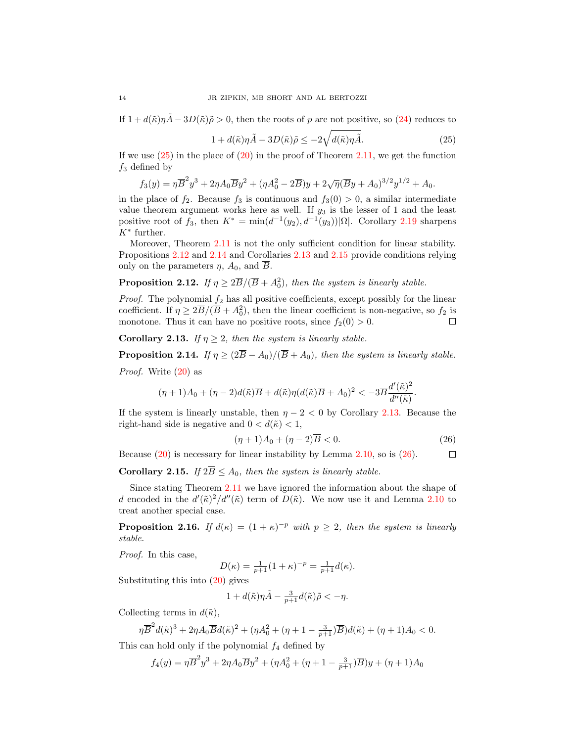If $1 + d(\tilde{\kappa})\eta\tilde{A} - 3D(\tilde{\kappa})\tilde{\rho} > 0$, then the roots of $p$ are not positive, so (24) reduces to

$$1 + d(\tilde{\kappa})\eta\tilde{A} - 3D(\tilde{\kappa})\tilde{\rho} \le -2\sqrt{d(\tilde{\kappa})\eta\tilde{A}}. \tag{25}$$

If we use (25) in the place of (20) in the proof of Theorem 2.11, we get the function $f_3$ defined by

$$f_3(y) = \eta\overline{B}^2 y^3 + 2\eta A_0\overline{B}y^2 + (\eta A_0^2 - 2\overline{B})y + 2\sqrt{\eta}(\overline{B}y + A_0)^{3/2}y^{1/2} + A_0.$$

in the place of $f_2$. Because $f_3$ is continuous and $f_3(0) > 0$, a similar intermediate value theorem argument works here as well. If $y_3$ is the lesser of 1 and the least positive root of $f_3$, then $K^* = \min(d^{-1}(y_2), d^{-1}(y_3))|\Omega|$. Corollary 2.19 sharpens $K^*$ further.

Moreover, Theorem 2.11 is not the only sufficient condition for linear stability. Propositions 2.12 and 2.14 and Corollaries 2.13 and 2.15 provide conditions relying only on the parameters $\eta$, $A_0$, and $\overline{B}$.

**Proposition 2.12.** *If $\eta \ge 2\overline{B}/(\overline{B} + A_0^2)$, then the system is linearly stable.*

*Proof.* The polynomial $f_2$ has all positive coefficients, except possibly for the linear coefficient. If $\eta \ge 2\overline{B}/(\overline{B} + A_0^2)$, then the linear coefficient is non-negative, so $f_2$ is monotone. Thus it can have no positive roots, since $f_2(0) > 0$. □

**Corollary 2.13.** *If $\eta \ge 2$, then the system is linearly stable.*

**Proposition 2.14.** *If $\eta \ge (2\overline{B} - A_0)/(\overline{B} + A_0)$, then the system is linearly stable.*

*Proof.* Write (20) as

$$(\eta + 1)A_0 + (\eta - 2)d(\tilde{\kappa})\overline{B} + d(\tilde{\kappa})\eta(d(\tilde{\kappa})\overline{B} + A_0)^2 < -3\overline{B}\frac{d'(\tilde{\kappa})^2}{d''(\tilde{\kappa})}.$$

If the system is linearly unstable, then $\eta - 2 < 0$ by Corollary 2.13. Because the right-hand side is negative and $0 < d(\tilde{\kappa}) < 1$,

$$(\eta + 1)A_0 + (\eta - 2)\overline{B} < 0. \tag{26}$$

Because (20) is necessary for linear instability by Lemma 2.10, so is (26). □

**Corollary 2.15.** *If $2\overline{B} \le A_0$, then the system is linearly stable.*

Since stating Theorem 2.11 we have ignored the information about the shape of $d$ encoded in the $d'(\tilde{\kappa})^2/d''(\tilde{\kappa})$ term of $D(\tilde{\kappa})$. We now use it and Lemma 2.10 to treat another special case.

**Proposition 2.16.** *If $d(\kappa) = (1 + \kappa)^{-p}$ with $p \ge 2$, then the system is linearly stable.*

*Proof.* In this case,

$$D(\kappa) = \tfrac{1}{p+1}(1 + \kappa)^{-p} = \tfrac{1}{p+1}d(\kappa).$$

Substituting this into (20) gives

$$1 + d(\tilde{\kappa})\eta\tilde{A} - \tfrac{3}{p+1}d(\tilde{\kappa})\tilde{\rho} < -\eta.$$

Collecting terms in $d(\tilde{\kappa})$,

$$\eta\overline{B}^2 d(\tilde{\kappa})^3 + 2\eta A_0\overline{B}d(\tilde{\kappa})^2 + (\eta A_0^2 + (\eta + 1 - \tfrac{3}{p+1})\overline{B})d(\tilde{\kappa}) + (\eta + 1)A_0 < 0.$$

This can hold only if the polynomial $f_4$ defined by

$$f_4(y) = \eta\overline{B}^2 y^3 + 2\eta A_0\overline{B}y^2 + (\eta A_0^2 + (\eta + 1 - \tfrac{3}{p+1})\overline{B})y + (\eta + 1)A_0$$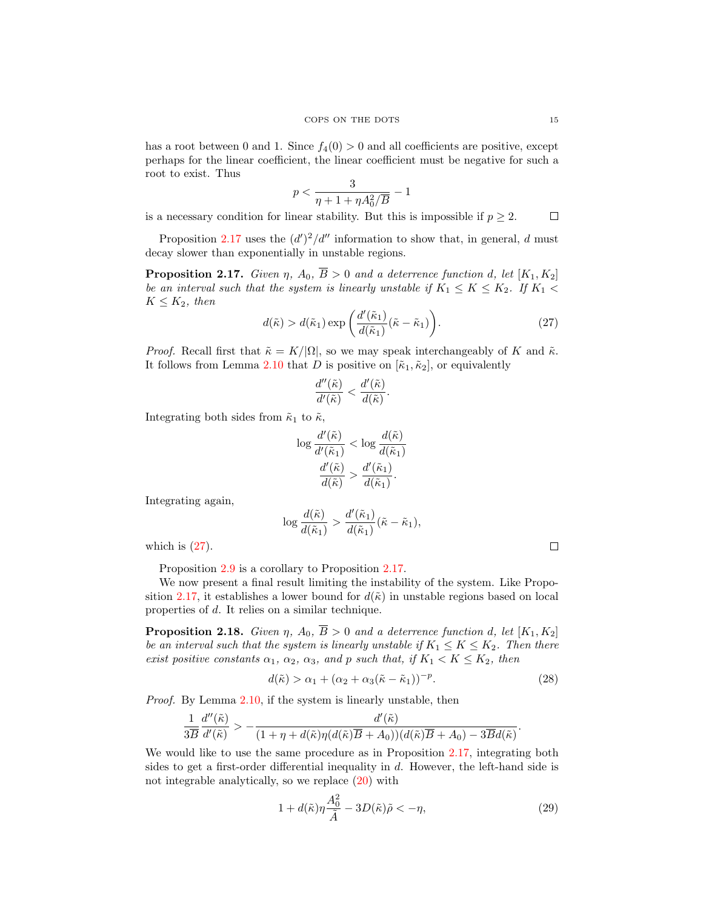has a root between 0 and 1. Since $f_4(0) > 0$ and all coefficients are positive, except perhaps for the linear coefficient, the linear coefficient must be negative for such a root to exist. Thus

$$p < \frac{3}{\eta + 1 + \eta A_0^2/\overline{B}} - 1$$

is a necessary condition for linear stability. But this is impossible if $p \geq 2$. ☐

Proposition 2.17 uses the $(d')^2/d''$ information to show that, in general, $d$ must decay slower than exponentially in unstable regions.

**Proposition 2.17.** *Given $\eta$, $A_0$, $\overline{B} > 0$ and a deterrence function $d$, let $[K_1, K_2]$ be an interval such that the system is linearly unstable if $K_1 \leq K \leq K_2$. If $K_1 < K \leq K_2$, then*

$$d(\tilde{\kappa}) > d(\tilde{\kappa}_1) \exp\left(\frac{d'(\tilde{\kappa}_1)}{d(\tilde{\kappa}_1)}(\tilde{\kappa} - \tilde{\kappa}_1)\right). \tag{27}$$

*Proof.* Recall first that $\tilde{\kappa} = K/|\Omega|$, so we may speak interchangeably of $K$ and $\tilde{\kappa}$. It follows from Lemma 2.10 that $D$ is positive on $[\tilde{\kappa}_1, \tilde{\kappa}_2]$, or equivalently

$$\frac{d''(\tilde{\kappa})}{d'(\tilde{\kappa})} < \frac{d'(\tilde{\kappa})}{d(\tilde{\kappa})}.$$

Integrating both sides from $\tilde{\kappa}_1$ to $\tilde{\kappa}$,

$$\log \frac{d'(\tilde{\kappa})}{d'(\tilde{\kappa}_1)} < \log \frac{d(\tilde{\kappa})}{d(\tilde{\kappa}_1)}$$

$$\frac{d'(\tilde{\kappa})}{d(\tilde{\kappa})} > \frac{d'(\tilde{\kappa}_1)}{d(\tilde{\kappa}_1)}.$$

Integrating again,

$$\log \frac{d(\tilde{\kappa})}{d(\tilde{\kappa}_1)} > \frac{d'(\tilde{\kappa}_1)}{d(\tilde{\kappa}_1)}(\tilde{\kappa} - \tilde{\kappa}_1),$$

which is (27). ☐

Proposition 2.9 is a corollary to Proposition 2.17.

We now present a final result limiting the instability of the system. Like Proposition 2.17, it establishes a lower bound for $d(\tilde{\kappa})$ in unstable regions based on local properties of $d$. It relies on a similar technique.

**Proposition 2.18.** *Given $\eta$, $A_0$, $\overline{B} > 0$ and a deterrence function $d$, let $[K_1, K_2]$ be an interval such that the system is linearly unstable if $K_1 \leq K \leq K_2$. Then there exist positive constants $\alpha_1$, $\alpha_2$, $\alpha_3$, and $p$ such that, if $K_1 < K \leq K_2$, then*

$$d(\tilde{\kappa}) > \alpha_1 + (\alpha_2 + \alpha_3(\tilde{\kappa} - \tilde{\kappa}_1))^{-p}. \tag{28}$$

*Proof.* By Lemma 2.10, if the system is linearly unstable, then

$$\frac{1}{3\overline{B}} \frac{d''(\tilde{\kappa})}{d'(\tilde{\kappa})} > -\frac{d'(\tilde{\kappa})}{(1 + \eta + d(\tilde{\kappa})\eta(d(\tilde{\kappa})\overline{B} + A_0))(d(\tilde{\kappa})\overline{B} + A_0) - 3\overline{B}d(\tilde{\kappa})}.$$

We would like to use the same procedure as in Proposition 2.17, integrating both sides to get a first-order differential inequality in $d$. However, the left-hand side is not integrable analytically, so we replace (20) with

$$1 + d(\tilde{\kappa})\eta\frac{A_0^2}{\tilde{A}} - 3D(\tilde{\kappa})\tilde{\rho} < -\eta, \tag{29}$$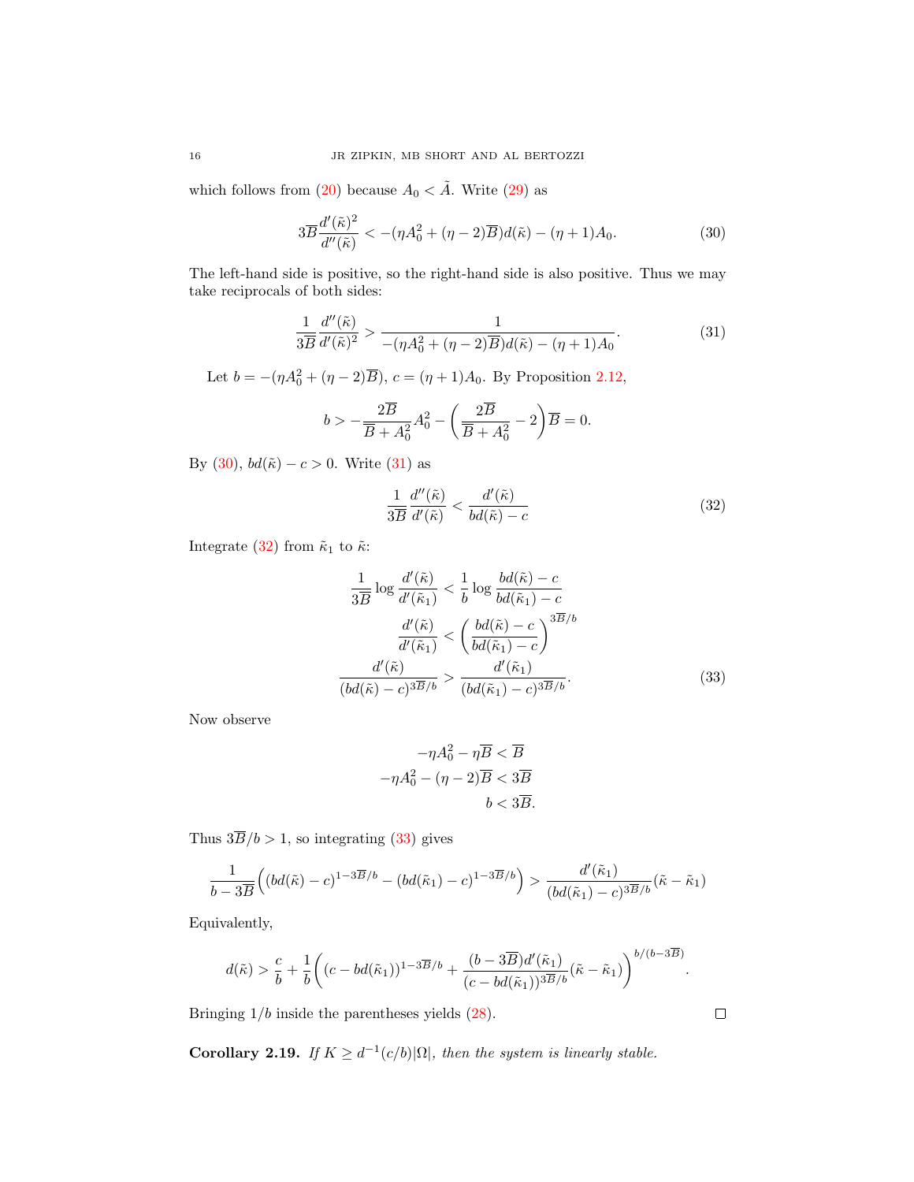which follows from (20) because $A_0 < \tilde{A}$. Write (29) as

$$3\overline{B}\frac{d'(\tilde{\kappa})^2}{d''(\tilde{\kappa})} < -(\eta A_0^2 + (\eta-2)\overline{B})d(\tilde{\kappa}) - (\eta+1)A_0. \tag{30}$$

The left-hand side is positive, so the right-hand side is also positive. Thus we may take reciprocals of both sides:

$$\frac{1}{3\overline{B}}\frac{d''(\tilde{\kappa})}{d'(\tilde{\kappa})^2} > \frac{1}{-(\eta A_0^2 + (\eta-2)\overline{B})d(\tilde{\kappa}) - (\eta+1)A_0}. \tag{31}$$

Let $b = -(\eta A_0^2 + (\eta-2)\overline{B})$, $c = (\eta+1)A_0$. By Proposition 2.12,

$$b > -\frac{2\overline{B}}{\overline{B}+A_0^2}A_0^2 - \left(\frac{2\overline{B}}{\overline{B}+A_0^2} - 2\right)\overline{B} = 0.$$

By (30), $bd(\tilde{\kappa}) - c > 0$. Write (31) as

$$\frac{1}{3\overline{B}}\frac{d''(\tilde{\kappa})}{d'(\tilde{\kappa})} < \frac{d'(\tilde{\kappa})}{bd(\tilde{\kappa}) - c} \tag{32}$$

Integrate (32) from $\tilde{\kappa}_1$ to $\tilde{\kappa}$:

$$\begin{aligned}
\frac{1}{3\overline{B}}\log\frac{d'(\tilde{\kappa})}{d'(\tilde{\kappa}_1)} &< \frac{1}{b}\log\frac{bd(\tilde{\kappa}) - c}{bd(\tilde{\kappa}_1) - c} \\
\frac{d'(\tilde{\kappa})}{d'(\tilde{\kappa}_1)} &< \left(\frac{bd(\tilde{\kappa}) - c}{bd(\tilde{\kappa}_1) - c}\right)^{3\overline{B}/b} \\
\frac{d'(\tilde{\kappa})}{(bd(\tilde{\kappa}) - c)^{3\overline{B}/b}} &> \frac{d'(\tilde{\kappa}_1)}{(bd(\tilde{\kappa}_1) - c)^{3\overline{B}/b}}.
\end{aligned} \tag{33}$$

Now observe

$$\begin{aligned}
-\eta A_0^2 - \eta\overline{B} &< \overline{B} \\
-\eta A_0^2 - (\eta-2)\overline{B} &< 3\overline{B} \\
b &< 3\overline{B}.
\end{aligned}$$

Thus $3\overline{B}/b > 1$, so integrating (33) gives

$$\frac{1}{b-3\overline{B}}\Big((bd(\tilde{\kappa}) - c)^{1-3\overline{B}/b} - (bd(\tilde{\kappa}_1) - c)^{1-3\overline{B}/b}\Big) > \frac{d'(\tilde{\kappa}_1)}{(bd(\tilde{\kappa}_1) - c)^{3\overline{B}/b}}(\tilde{\kappa} - \tilde{\kappa}_1)$$

Equivalently,

$$d(\tilde{\kappa}) > \frac{c}{b} + \frac{1}{b}\left((c - bd(\tilde{\kappa}_1))^{1-3\overline{B}/b} + \frac{(b-3\overline{B})d'(\tilde{\kappa}_1)}{(c - bd(\tilde{\kappa}_1))^{3\overline{B}/b}}(\tilde{\kappa} - \tilde{\kappa}_1)\right)^{b/(b-3\overline{B})}.$$

Bringing $1/b$ inside the parentheses yields (28). ∎

**Corollary 2.19.** *If $K \geq d^{-1}(c/b)|\Omega|$, then the system is linearly stable.*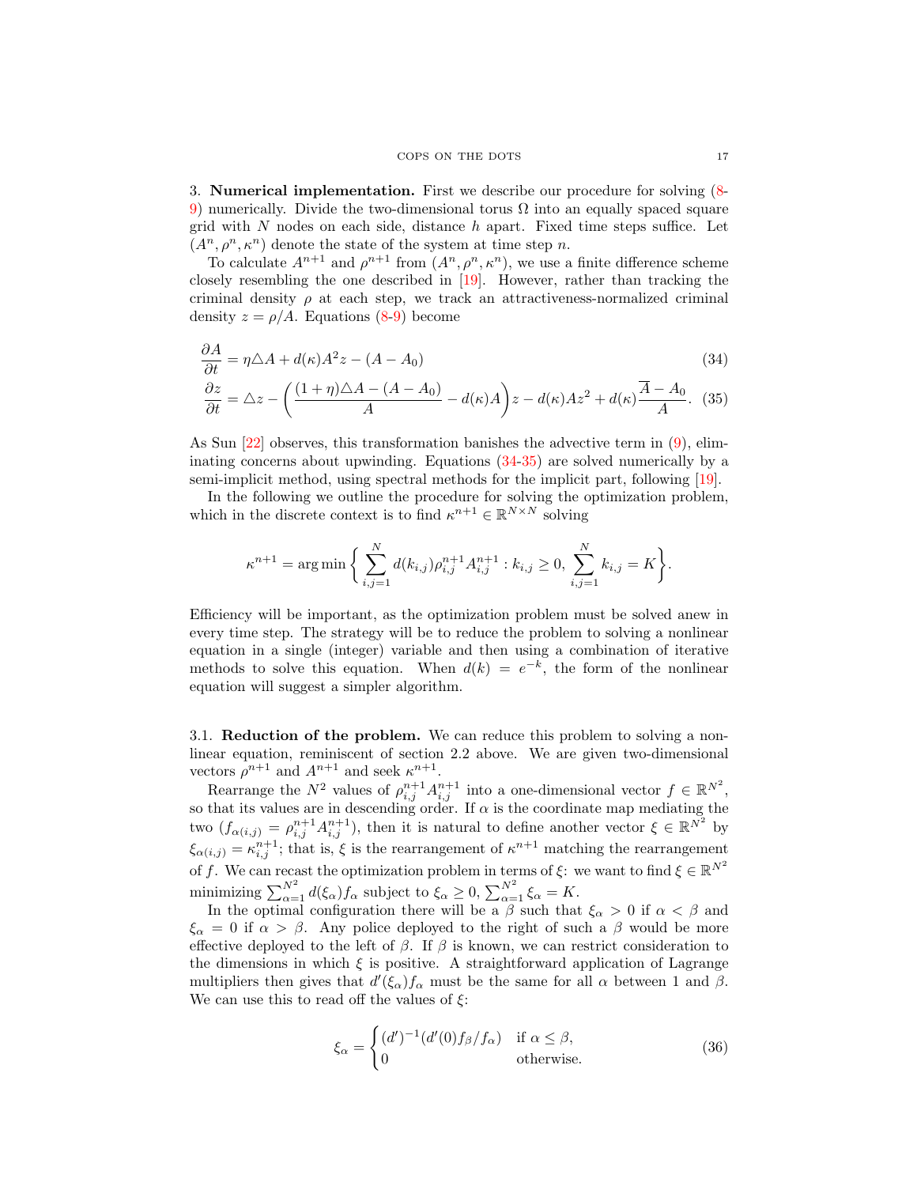3. **Numerical implementation.** First we describe our procedure for solving (8-9) numerically. Divide the two-dimensional torus $\Omega$ into an equally spaced square grid with $N$ nodes on each side, distance $h$ apart. Fixed time steps suffice. Let $(A^n, \rho^n, \kappa^n)$ denote the state of the system at time step $n$.

To calculate $A^{n+1}$ and $\rho^{n+1}$ from $(A^n, \rho^n, \kappa^n)$, we use a finite difference scheme closely resembling the one described in [19]. However, rather than tracking the criminal density $\rho$ at each step, we track an attractiveness-normalized criminal density $z = \rho/A$. Equations (8-9) become

$$\frac{\partial A}{\partial t} = \eta \triangle A + d(\kappa) A^2 z - (A - A_0) \tag{34}$$

$$\frac{\partial z}{\partial t} = \triangle z - \left( \frac{(1+\eta)\triangle A - (A - A_0)}{A} - d(\kappa) A \right) z - d(\kappa) A z^2 + d(\kappa) \frac{\overline{A} - A_0}{A}. \tag{35}$$

As Sun [22] observes, this transformation banishes the advective term in (9), eliminating concerns about upwinding. Equations (34-35) are solved numerically by a semi-implicit method, using spectral methods for the implicit part, following [19].

In the following we outline the procedure for solving the optimization problem, which in the discrete context is to find $\kappa^{n+1} \in \mathbb{R}^{N \times N}$ solving

$$\kappa^{n+1} = \arg\min \left\{ \sum_{i,j=1}^{N} d(k_{i,j}) \rho_{i,j}^{n+1} A_{i,j}^{n+1} : k_{i,j} \geq 0, \sum_{i,j=1}^{N} k_{i,j} = K \right\}.$$

Efficiency will be important, as the optimization problem must be solved anew in every time step. The strategy will be to reduce the problem to solving a nonlinear equation in a single (integer) variable and then using a combination of iterative methods to solve this equation. When $d(k) = e^{-k}$, the form of the nonlinear equation will suggest a simpler algorithm.

3.1. **Reduction of the problem.** We can reduce this problem to solving a nonlinear equation, reminiscent of section 2.2 above. We are given two-dimensional vectors $\rho^{n+1}$ and $A^{n+1}$ and seek $\kappa^{n+1}$.

Rearrange the $N^2$ values of $\rho_{i,j}^{n+1} A_{i,j}^{n+1}$ into a one-dimensional vector $f \in \mathbb{R}^{N^2}$, so that its values are in descending order. If $\alpha$ is the coordinate map mediating the two ($f_{\alpha(i,j)} = \rho_{i,j}^{n+1} A_{i,j}^{n+1}$), then it is natural to define another vector $\xi \in \mathbb{R}^{N^2}$ by $\xi_{\alpha(i,j)} = \kappa_{i,j}^{n+1}$; that is, $\xi$ is the rearrangement of $\kappa^{n+1}$ matching the rearrangement of $f$. We can recast the optimization problem in terms of $\xi$: we want to find $\xi \in \mathbb{R}^{N^2}$ minimizing $\sum_{\alpha=1}^{N^2} d(\xi_\alpha) f_\alpha$ subject to $\xi_\alpha \geq 0$, $\sum_{\alpha=1}^{N^2} \xi_\alpha = K$.

In the optimal configuration there will be a $\beta$ such that $\xi_\alpha > 0$ if $\alpha < \beta$ and $\xi_\alpha = 0$ if $\alpha > \beta$. Any police deployed to the right of such a $\beta$ would be more effective deployed to the left of $\beta$. If $\beta$ is known, we can restrict consideration to the dimensions in which $\xi$ is positive. A straightforward application of Lagrange multipliers then gives that $d'(\xi_\alpha) f_\alpha$ must be the same for all $\alpha$ between 1 and $\beta$. We can use this to read off the values of $\xi$:

$$\xi_\alpha = \begin{cases} (d')^{-1}(d'(0) f_\beta / f_\alpha) & \text{if } \alpha \leq \beta, \\ 0 & \text{otherwise.} \end{cases} \tag{36}$$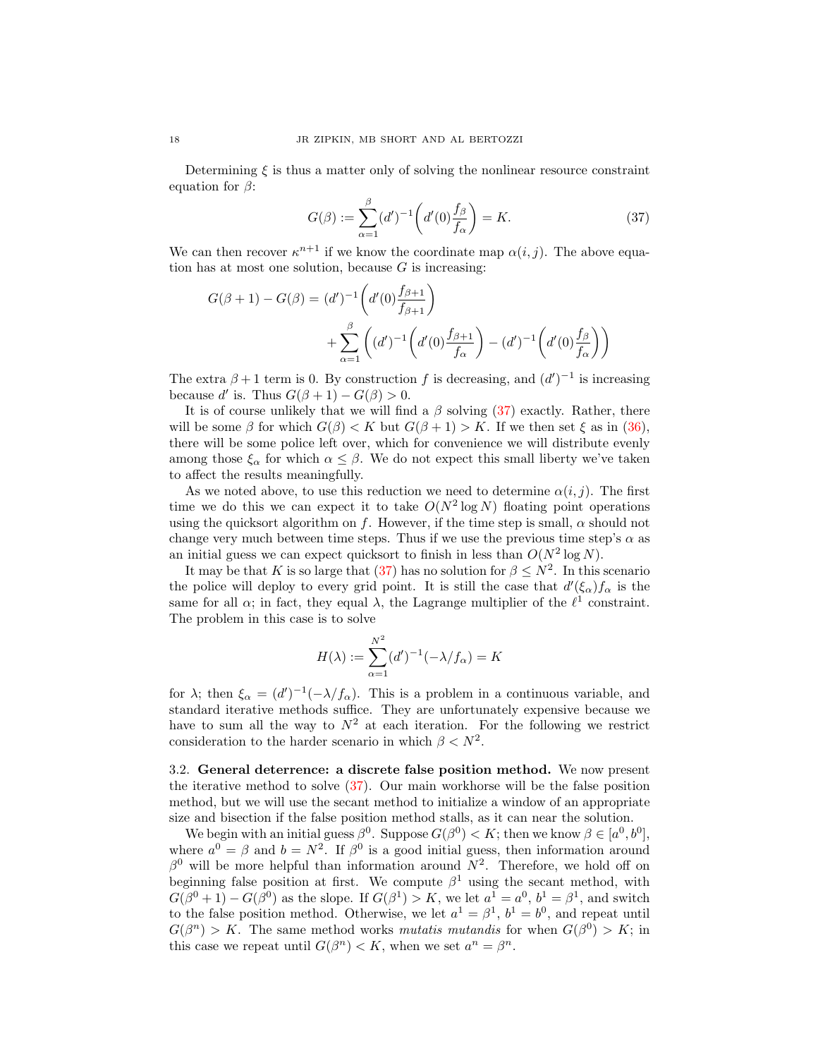Determining $\xi$ is thus a matter only of solving the nonlinear resource constraint equation for $\beta$:

$$G(\beta) := \sum_{\alpha=1}^{\beta} (d')^{-1}\left(d'(0)\frac{f_\beta}{f_\alpha}\right) = K. \tag{37}$$

We can then recover $\kappa^{n+1}$ if we know the coordinate map $\alpha(i,j)$. The above equation has at most one solution, because $G$ is increasing:

$$G(\beta+1) - G(\beta) = (d')^{-1}\left(d'(0)\frac{f_{\beta+1}}{f_{\beta+1}}\right) + \sum_{\alpha=1}^{\beta}\left((d')^{-1}\left(d'(0)\frac{f_{\beta+1}}{f_\alpha}\right) - (d')^{-1}\left(d'(0)\frac{f_\beta}{f_\alpha}\right)\right)$$

The extra $\beta+1$ term is 0. By construction $f$ is decreasing, and $(d')^{-1}$ is increasing because $d'$ is. Thus $G(\beta+1) - G(\beta) > 0$.

It is of course unlikely that we will find a $\beta$ solving (37) exactly. Rather, there will be some $\beta$ for which $G(\beta) < K$ but $G(\beta+1) > K$. If we then set $\xi$ as in (36), there will be some police left over, which for convenience we will distribute evenly among those $\xi_\alpha$ for which $\alpha \leq \beta$. We do not expect this small liberty we've taken to affect the results meaningfully.

As we noted above, to use this reduction we need to determine $\alpha(i,j)$. The first time we do this we can expect it to take $O(N^2 \log N)$ floating point operations using the quicksort algorithm on $f$. However, if the time step is small, $\alpha$ should not change very much between time steps. Thus if we use the previous time step's $\alpha$ as an initial guess we can expect quicksort to finish in less than $O(N^2 \log N)$.

It may be that $K$ is so large that (37) has no solution for $\beta \leq N^2$. In this scenario the police will deploy to every grid point. It is still the case that $d'(\xi_\alpha) f_\alpha$ is the same for all $\alpha$; in fact, they equal $\lambda$, the Lagrange multiplier of the $\ell^1$ constraint. The problem in this case is to solve

$$H(\lambda) := \sum_{\alpha=1}^{N^2} (d')^{-1}(-\lambda/f_\alpha) = K$$

for $\lambda$; then $\xi_\alpha = (d')^{-1}(-\lambda/f_\alpha)$. This is a problem in a continuous variable, and standard iterative methods suffice. They are unfortunately expensive because we have to sum all the way to $N^2$ at each iteration. For the following we restrict consideration to the harder scenario in which $\beta < N^2$.

**3.2. General deterrence: a discrete false position method.** We now present the iterative method to solve (37). Our main workhorse will be the false position method, but we will use the secant method to initialize a window of an appropriate size and bisection if the false position method stalls, as it can near the solution.

We begin with an initial guess $\beta^0$. Suppose $G(\beta^0) < K$; then we know $\beta \in [a^0, b^0]$, where $a^0 = \beta$ and $b = N^2$. If $\beta^0$ is a good initial guess, then information around $\beta^0$ will be more helpful than information around $N^2$. Therefore, we hold off on beginning false position at first. We compute $\beta^1$ using the secant method, with $G(\beta^0+1) - G(\beta^0)$ as the slope. If $G(\beta^1) > K$, we let $a^1 = a^0$, $b^1 = \beta^1$, and switch to the false position method. Otherwise, we let $a^1 = \beta^1$, $b^1 = b^0$, and repeat until $G(\beta^n) > K$. The same method works *mutatis mutandis* for when $G(\beta^0) > K$; in this case we repeat until $G(\beta^n) < K$, when we set $a^n = \beta^n$.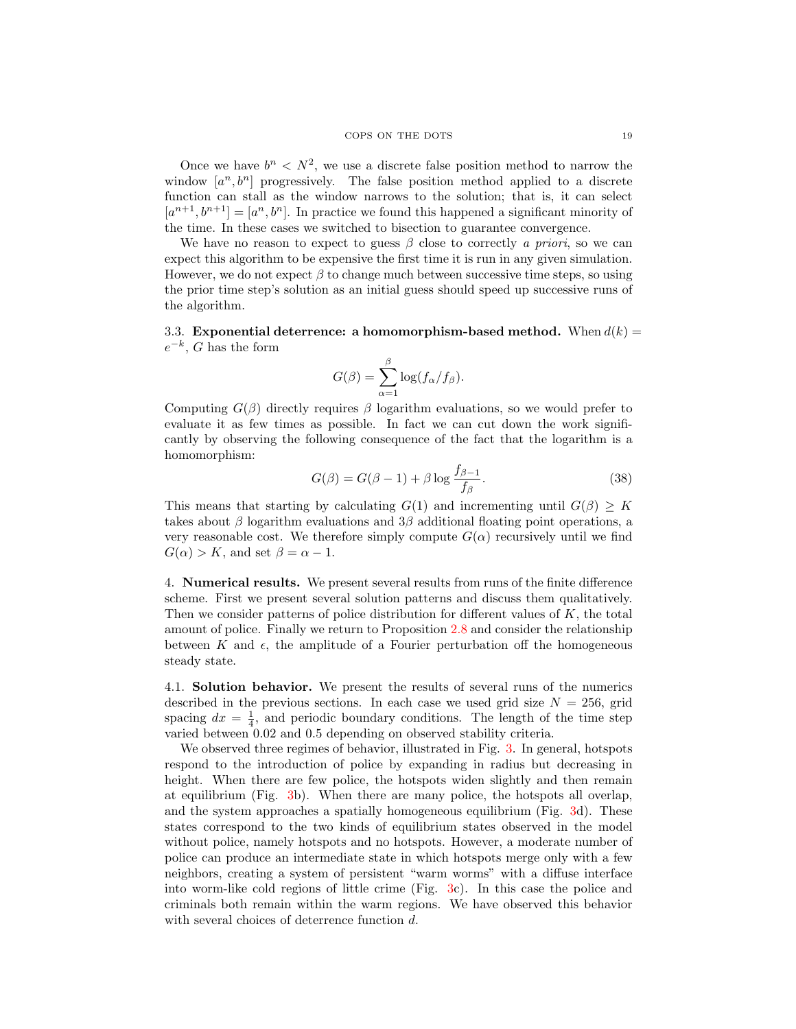Once we have $b^n < N^2$, we use a discrete false position method to narrow the window $[a^n, b^n]$ progressively. The false position method applied to a discrete function can stall as the window narrows to the solution; that is, it can select $[a^{n+1}, b^{n+1}] = [a^n, b^n]$. In practice we found this happened a significant minority of the time. In these cases we switched to bisection to guarantee convergence.

We have no reason to expect to guess $\beta$ close to correctly *a priori*, so we can expect this algorithm to be expensive the first time it is run in any given simulation. However, we do not expect $\beta$ to change much between successive time steps, so using the prior time step's solution as an initial guess should speed up successive runs of the algorithm.

### 3.3. Exponential deterrence: a homomorphism-based method.

When $d(k) = e^{-k}$, $G$ has the form

$$G(\beta) = \sum_{\alpha=1}^{\beta} \log(f_\alpha / f_\beta).$$

Computing $G(\beta)$ directly requires $\beta$ logarithm evaluations, so we would prefer to evaluate it as few times as possible. In fact we can cut down the work significantly by observing the following consequence of the fact that the logarithm is a homomorphism:

$$G(\beta) = G(\beta - 1) + \beta \log \frac{f_{\beta-1}}{f_\beta}. \tag{38}$$

This means that starting by calculating $G(1)$ and incrementing until $G(\beta) \geq K$ takes about $\beta$ logarithm evaluations and $3\beta$ additional floating point operations, a very reasonable cost. We therefore simply compute $G(\alpha)$ recursively until we find $G(\alpha) > K$, and set $\beta = \alpha - 1$.

## 4. Numerical results.

We present several results from runs of the finite difference scheme. First we present several solution patterns and discuss them qualitatively. Then we consider patterns of police distribution for different values of $K$, the total amount of police. Finally we return to Proposition 2.8 and consider the relationship between $K$ and $\epsilon$, the amplitude of a Fourier perturbation off the homogeneous steady state.

### 4.1. Solution behavior.

We present the results of several runs of the numerics described in the previous sections. In each case we used grid size $N = 256$, grid spacing $dx = \frac{1}{4}$, and periodic boundary conditions. The length of the time step varied between 0.02 and 0.5 depending on observed stability criteria.

We observed three regimes of behavior, illustrated in Fig. 3. In general, hotspots respond to the introduction of police by expanding in radius but decreasing in height. When there are few police, the hotspots widen slightly and then remain at equilibrium (Fig. 3b). When there are many police, the hotspots all overlap, and the system approaches a spatially homogeneous equilibrium (Fig. 3d). These states correspond to the two kinds of equilibrium states observed in the model without police, namely hotspots and no hotspots. However, a moderate number of police can produce an intermediate state in which hotspots merge only with a few neighbors, creating a system of persistent "warm worms" with a diffuse interface into worm-like cold regions of little crime (Fig. 3c). In this case the police and criminals both remain within the warm regions. We have observed this behavior with several choices of deterrence function $d$.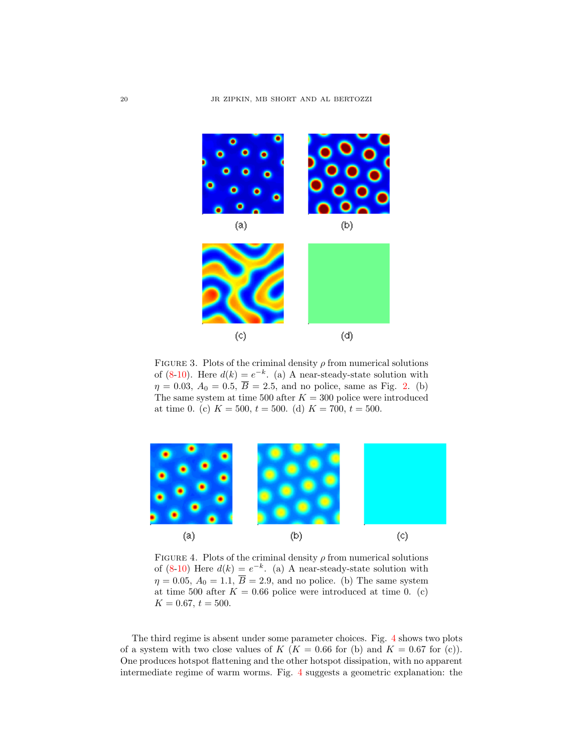(a) (b)

(c) (d)

Figure 3. Plots of the criminal density $\rho$ from numerical solutions of (8-10). Here $d(k) = e^{-k}$. (a) A near-steady-state solution with $\eta = 0.03$, $A_0 = 0.5$, $\overline{B} = 2.5$, and no police, same as Fig. 2. (b) The same system at time 500 after $K = 300$ police were introduced at time 0. (c) $K = 500$, $t = 500$. (d) $K = 700$, $t = 500$.

(a) (b) (c)

Figure 4. Plots of the criminal density $\rho$ from numerical solutions of (8-10) Here $d(k) = e^{-k}$. (a) A near-steady-state solution with $\eta = 0.05$, $A_0 = 1.1$, $\overline{B} = 2.9$, and no police. (b) The same system at time 500 after $K = 0.66$ police were introduced at time 0. (c) $K = 0.67$, $t = 500$.

The third regime is absent under some parameter choices. Fig. 4 shows two plots of a system with two close values of $K$ ($K = 0.66$ for (b) and $K = 0.67$ for (c)). One produces hotspot flattening and the other hotspot dissipation, with no apparent intermediate regime of warm worms. Fig. 4 suggests a geometric explanation: the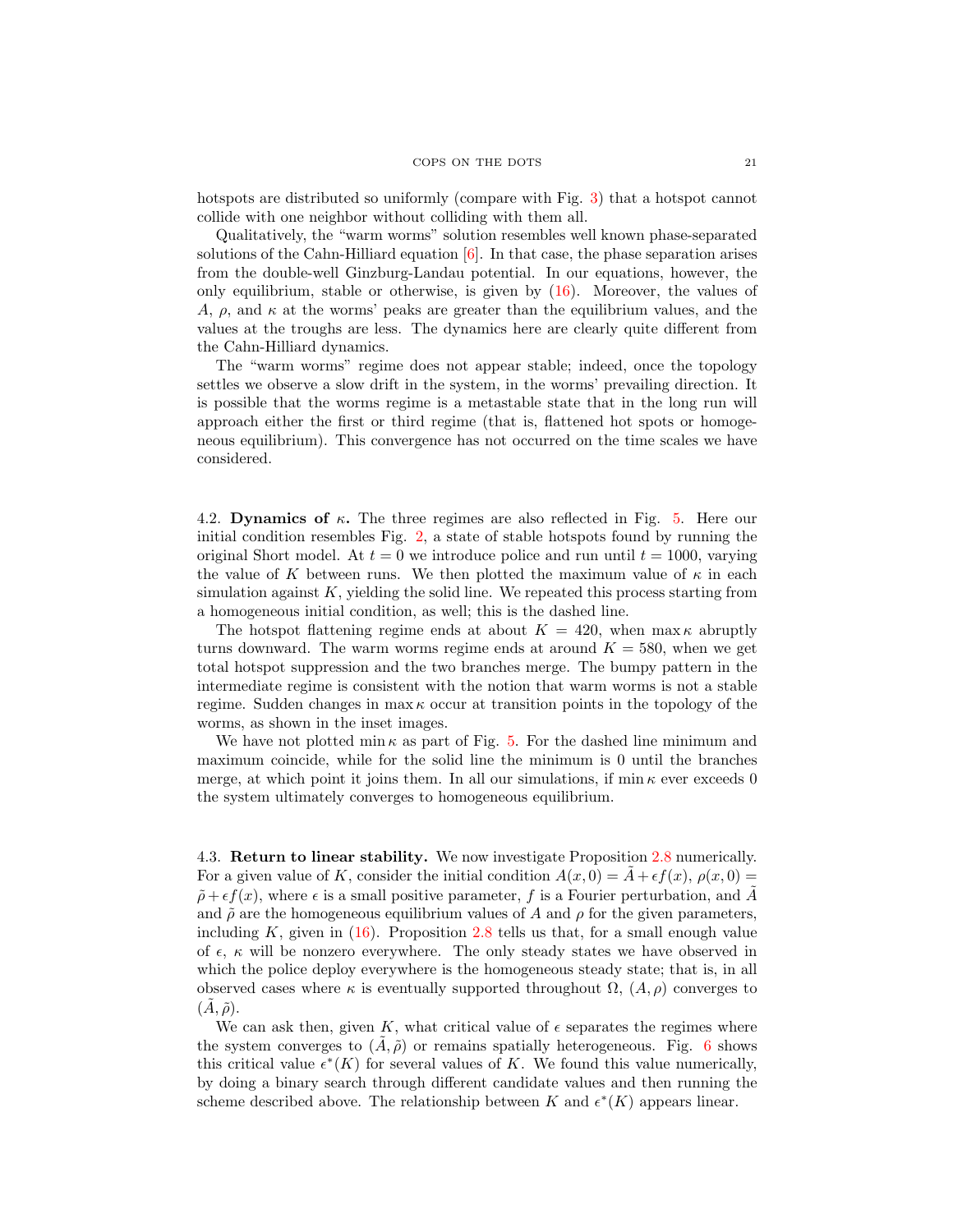hotspots are distributed so uniformly (compare with Fig. 3) that a hotspot cannot collide with one neighbor without colliding with them all.

Qualitatively, the "warm worms" solution resembles well known phase-separated solutions of the Cahn-Hilliard equation [6]. In that case, the phase separation arises from the double-well Ginzburg-Landau potential. In our equations, however, the only equilibrium, stable or otherwise, is given by (16). Moreover, the values of $A$, $\rho$, and $\kappa$ at the worms' peaks are greater than the equilibrium values, and the values at the troughs are less. The dynamics here are clearly quite different from the Cahn-Hilliard dynamics.

The "warm worms" regime does not appear stable; indeed, once the topology settles we observe a slow drift in the system, in the worms' prevailing direction. It is possible that the worms regime is a metastable state that in the long run will approach either the first or third regime (that is, flattened hot spots or homogeneous equilibrium). This convergence has not occurred on the time scales we have considered.

4.2. **Dynamics of $\kappa$.** The three regimes are also reflected in Fig. 5. Here our initial condition resembles Fig. 2, a state of stable hotspots found by running the original Short model. At $t = 0$ we introduce police and run until $t = 1000$, varying the value of $K$ between runs. We then plotted the maximum value of $\kappa$ in each simulation against $K$, yielding the solid line. We repeated this process starting from a homogeneous initial condition, as well; this is the dashed line.

The hotspot flattening regime ends at about $K = 420$, when $\max \kappa$ abruptly turns downward. The warm worms regime ends at around $K = 580$, when we get total hotspot suppression and the two branches merge. The bumpy pattern in the intermediate regime is consistent with the notion that warm worms is not a stable regime. Sudden changes in $\max \kappa$ occur at transition points in the topology of the worms, as shown in the inset images.

We have not plotted $\min \kappa$ as part of Fig. 5. For the dashed line minimum and maximum coincide, while for the solid line the minimum is 0 until the branches merge, at which point it joins them. In all our simulations, if $\min \kappa$ ever exceeds 0 the system ultimately converges to homogeneous equilibrium.

4.3. **Return to linear stability.** We now investigate Proposition 2.8 numerically. For a given value of $K$, consider the initial condition $A(x, 0) = \tilde{A} + \epsilon f(x)$, $\rho(x, 0) = \tilde{\rho} + \epsilon f(x)$, where $\epsilon$ is a small positive parameter, $f$ is a Fourier perturbation, and $\tilde{A}$ and $\tilde{\rho}$ are the homogeneous equilibrium values of $A$ and $\rho$ for the given parameters, including $K$, given in (16). Proposition 2.8 tells us that, for a small enough value of $\epsilon$, $\kappa$ will be nonzero everywhere. The only steady states we have observed in which the police deploy everywhere is the homogeneous steady state; that is, in all observed cases where $\kappa$ is eventually supported throughout $\Omega$, $(A, \rho)$ converges to $(\tilde{A}, \tilde{\rho})$.

We can ask then, given $K$, what critical value of $\epsilon$ separates the regimes where the system converges to $(\tilde{A}, \tilde{\rho})$ or remains spatially heterogeneous. Fig. 6 shows this critical value $\epsilon^*(K)$ for several values of $K$. We found this value numerically, by doing a binary search through different candidate values and then running the scheme described above. The relationship between $K$ and $\epsilon^*(K)$ appears linear.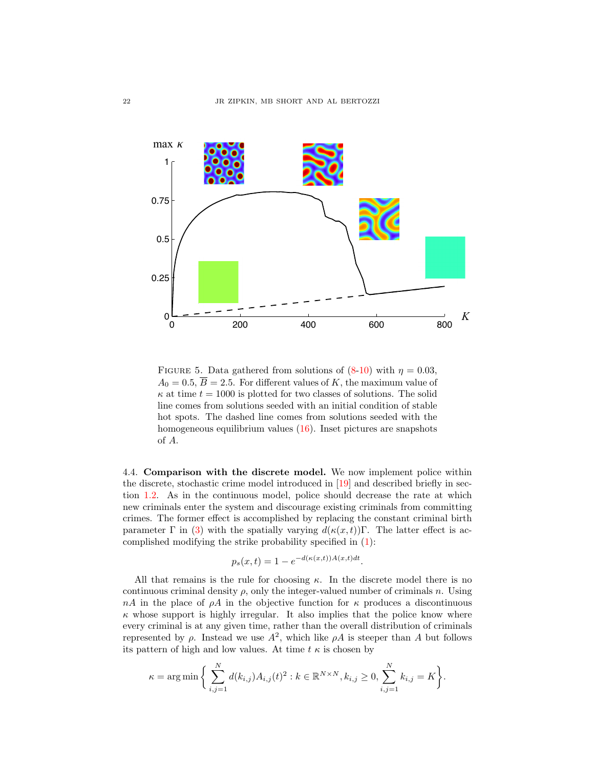FIGURE 5. Data gathered from solutions of (8-10) with $\eta = 0.03$, $A_0 = 0.5$, $\overline{B} = 2.5$. For different values of $K$, the maximum value of $\kappa$ at time $t = 1000$ is plotted for two classes of solutions. The solid line comes from solutions seeded with an initial condition of stable hot spots. The dashed line comes from solutions seeded with the homogeneous equilibrium values (16). Inset pictures are snapshots of $A$.

4.4. **Comparison with the discrete model.** We now implement police within the discrete, stochastic crime model introduced in [19] and described briefly in section 1.2. As in the continuous model, police should decrease the rate at which new criminals enter the system and discourage existing criminals from committing crimes. The former effect is accomplished by replacing the constant criminal birth parameter $\Gamma$ in (3) with the spatially varying $d(\kappa(x,t))\Gamma$. The latter effect is accomplished modifying the strike probability specified in (1):

$$p_s(x,t) = 1 - e^{-d(\kappa(x,t))A(x,t)dt}.$$

All that remains is the rule for choosing $\kappa$. In the discrete model there is no continuous criminal density $\rho$, only the integer-valued number of criminals $n$. Using $nA$ in the place of $\rho A$ in the objective function for $\kappa$ produces a discontinuous $\kappa$ whose support is highly irregular. It also implies that the police know where every criminal is at any given time, rather than the overall distribution of criminals represented by $\rho$. Instead we use $A^2$, which like $\rho A$ is steeper than $A$ but follows its pattern of high and low values. At time $t$ $\kappa$ is chosen by

$$\kappa = \arg\min \left\{ \sum_{i,j=1}^{N} d(k_{i,j}) A_{i,j}(t)^2 : k \in \mathbb{R}^{N\times N}, k_{i,j} \geq 0, \sum_{i,j=1}^{N} k_{i,j} = K \right\}.$$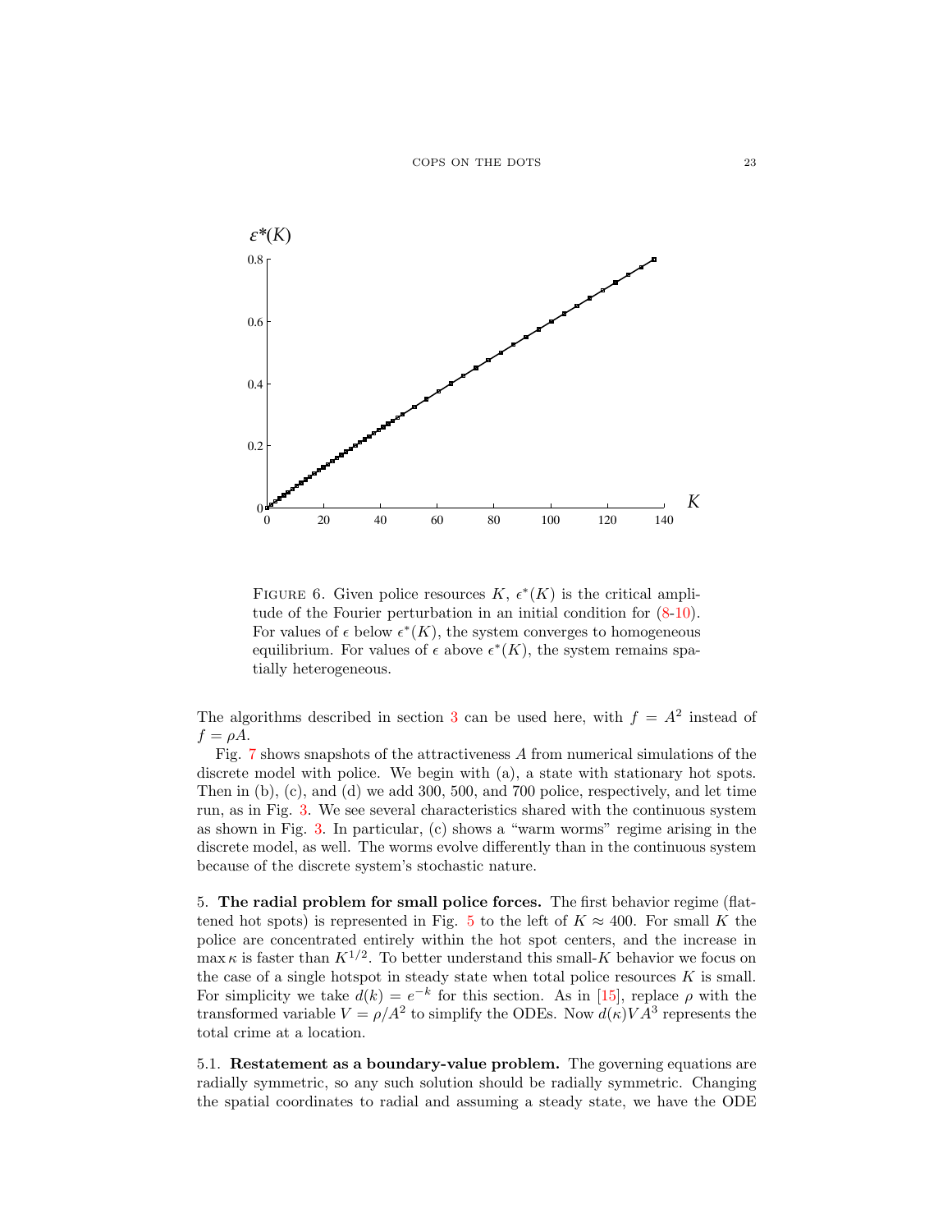FIGURE 6. Given police resources $K$, $\epsilon^*(K)$ is the critical amplitude of the Fourier perturbation in an initial condition for (8-10). For values of $\epsilon$ below $\epsilon^*(K)$, the system converges to homogeneous equilibrium. For values of $\epsilon$ above $\epsilon^*(K)$, the system remains spatially heterogeneous.

The algorithms described in section 3 can be used here, with $f = A^2$ instead of $f = \rho A$.

Fig. 7 shows snapshots of the attractiveness $A$ from numerical simulations of the discrete model with police. We begin with (a), a state with stationary hot spots. Then in (b), (c), and (d) we add 300, 500, and 700 police, respectively, and let time run, as in Fig. 3. We see several characteristics shared with the continuous system as shown in Fig. 3. In particular, (c) shows a "warm worms" regime arising in the discrete model, as well. The worms evolve differently than in the continuous system because of the discrete system's stochastic nature.

5. **The radial problem for small police forces.** The first behavior regime (flattened hot spots) is represented in Fig. 5 to the left of $K \approx 400$. For small $K$ the police are concentrated entirely within the hot spot centers, and the increase in $\max \kappa$ is faster than $K^{1/2}$. To better understand this small-$K$ behavior we focus on the case of a single hotspot in steady state when total police resources $K$ is small. For simplicity we take $d(k) = e^{-k}$ for this section. As in [15], replace $\rho$ with the transformed variable $V = \rho/A^2$ to simplify the ODEs. Now $d(\kappa)VA^3$ represents the total crime at a location.

5.1. **Restatement as a boundary-value problem.** The governing equations are radially symmetric, so any such solution should be radially symmetric. Changing the spatial coordinates to radial and assuming a steady state, we have the ODE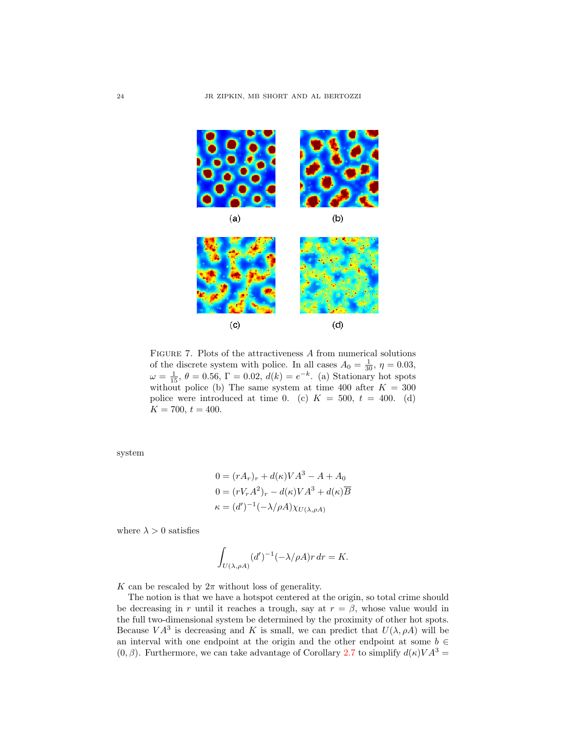FIGURE 7. Plots of the attractiveness $A$ from numerical solutions of the discrete system with police. In all cases $A_0 = \frac{1}{30}$, $\eta = 0.03$, $\omega = \frac{1}{15}$, $\theta = 0.56$, $\Gamma = 0.02$, $d(k) = e^{-k}$. (a) Stationary hot spots without police (b) The same system at time 400 after $K = 300$ police were introduced at time 0. (c) $K = 500$, $t = 400$. (d) $K = 700$, $t = 400$.

system

$$
\begin{aligned}
0 &= (rA_r)_r + d(\kappa)VA^3 - A + A_0 \\
0 &= (rV_rA^2)_r - d(\kappa)VA^3 + d(\kappa)\overline{B} \\
\kappa &= (d')^{-1}(-\lambda/\rho A)\chi_{U(\lambda,\rho A)}
\end{aligned}
$$

where $\lambda > 0$ satisfies

$$
\int_{U(\lambda,\rho A)} (d')^{-1}(-\lambda/\rho A) r \, dr = K.
$$

$K$ can be rescaled by $2\pi$ without loss of generality.

The notion is that we have a hotspot centered at the origin, so total crime should be decreasing in $r$ until it reaches a trough, say at $r = \beta$, whose value would in the full two-dimensional system be determined by the proximity of other hot spots. Because $VA^3$ is decreasing and $K$ is small, we can predict that $U(\lambda, \rho A)$ will be an interval with one endpoint at the origin and the other endpoint at some $b \in (0, \beta)$. Furthermore, we can take advantage of Corollary 2.7 to simplify $d(\kappa)VA^3 =$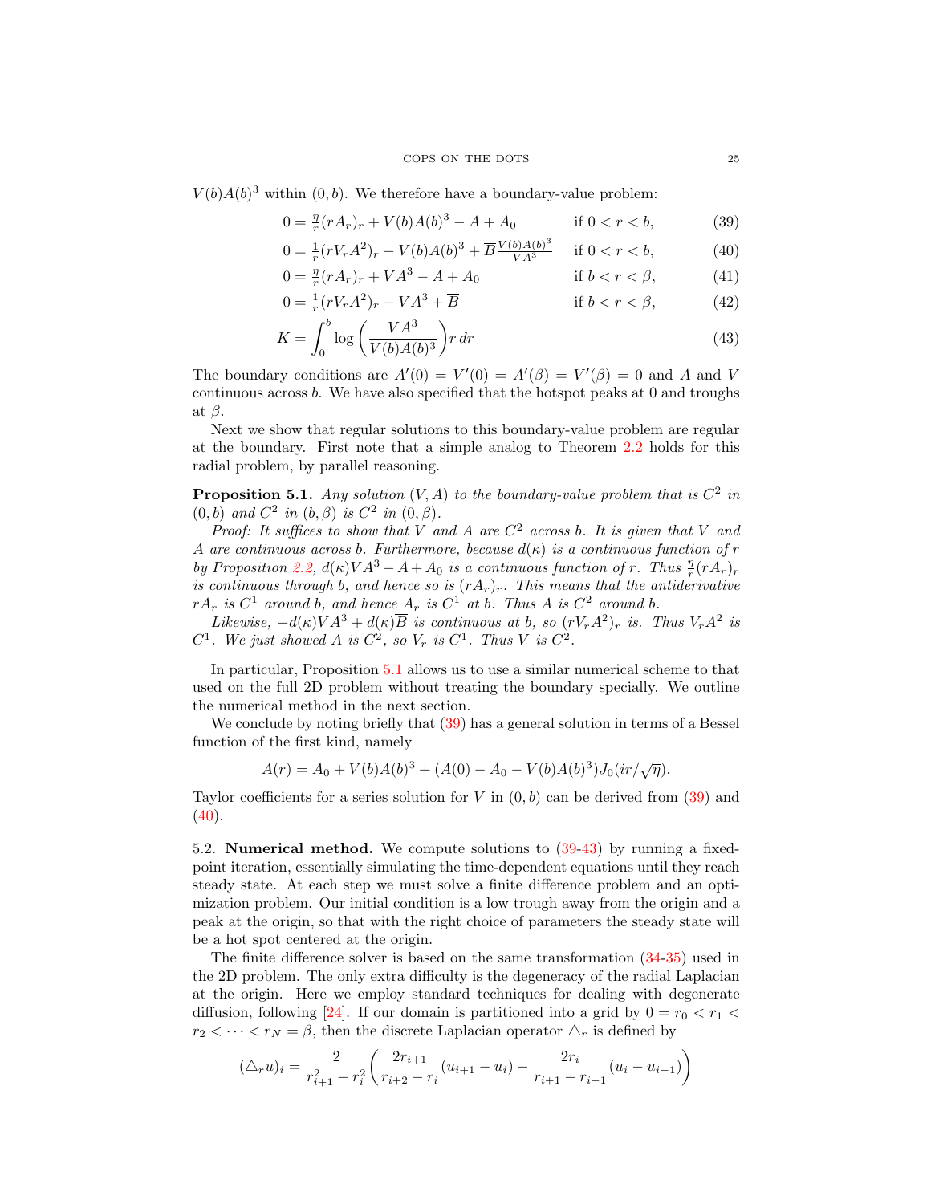$V(b)A(b)^3$ within $(0, b)$. We therefore have a boundary-value problem:

$$0 = \tfrac{\eta}{r}(rA_r)_r + V(b)A(b)^3 - A + A_0 \qquad \text{if } 0 < r < b, \tag{39}$$

$$0 = \tfrac{1}{r}(rV_rA^2)_r - V(b)A(b)^3 + \overline{B}\tfrac{V(b)A(b)^3}{VA^3} \qquad \text{if } 0 < r < b, \tag{40}$$

$$0 = \tfrac{\eta}{r}(rA_r)_r + VA^3 - A + A_0 \qquad \text{if } b < r < \beta, \tag{41}$$

$$0 = \tfrac{1}{r}(rV_rA^2)_r - VA^3 + \overline{B} \qquad \text{if } b < r < \beta, \tag{42}$$

$$K = \int_0^b \log\left(\frac{VA^3}{V(b)A(b)^3}\right) r\, dr \tag{43}$$

The boundary conditions are $A'(0) = V'(0) = A'(\beta) = V'(\beta) = 0$ and $A$ and $V$ continuous across $b$. We have also specified that the hotspot peaks at 0 and troughs at $\beta$.

Next we show that regular solutions to this boundary-value problem are regular at the boundary. First note that a simple analog to Theorem 2.2 holds for this radial problem, by parallel reasoning.

**Proposition 5.1.** *Any solution $(V, A)$ to the boundary-value problem that is $C^2$ in $(0, b)$ and $C^2$ in $(b, \beta)$ is $C^2$ in $(0, \beta)$.*

*Proof: It suffices to show that $V$ and $A$ are $C^2$ across $b$. It is given that $V$ and $A$ are continuous across $b$. Furthermore, because $d(\kappa)$ is a continuous function of $r$ by Proposition 2.2, $d(\kappa)VA^3 - A + A_0$ is a continuous function of $r$. Thus $\frac{\eta}{r}(rA_r)_r$ is continuous through $b$, and hence so is $(rA_r)_r$. This means that the antiderivative $rA_r$ is $C^1$ around $b$, and hence $A_r$ is $C^1$ at $b$. Thus $A$ is $C^2$ around $b$.*

*Likewise, $-d(\kappa)VA^3 + d(\kappa)\overline{B}$ is continuous at $b$, so $(rV_rA^2)_r$ is. Thus $V_rA^2$ is $C^1$. We just showed $A$ is $C^2$, so $V_r$ is $C^1$. Thus $V$ is $C^2$.*

In particular, Proposition 5.1 allows us to use a similar numerical scheme to that used on the full 2D problem without treating the boundary specially. We outline the numerical method in the next section.

We conclude by noting briefly that (39) has a general solution in terms of a Bessel function of the first kind, namely

$$A(r) = A_0 + V(b)A(b)^3 + (A(0) - A_0 - V(b)A(b)^3)J_0(ir/\sqrt{\eta}).$$

Taylor coefficients for a series solution for $V$ in $(0, b)$ can be derived from (39) and (40).

5.2. **Numerical method.** We compute solutions to (39-43) by running a fixed-point iteration, essentially simulating the time-dependent equations until they reach steady state. At each step we must solve a finite difference problem and an optimization problem. Our initial condition is a low trough away from the origin and a peak at the origin, so that with the right choice of parameters the steady state will be a hot spot centered at the origin.

The finite difference solver is based on the same transformation (34-35) used in the 2D problem. The only extra difficulty is the degeneracy of the radial Laplacian at the origin. Here we employ standard techniques for dealing with degenerate diffusion, following [24]. If our domain is partitioned into a grid by $0 = r_0 < r_1 < r_2 < \cdots < r_N = \beta$, then the discrete Laplacian operator $\triangle_r$ is defined by

$$(\triangle_r u)_i = \frac{2}{r_{i+1}^2 - r_i^2}\left(\frac{2r_{i+1}}{r_{i+2} - r_i}(u_{i+1} - u_i) - \frac{2r_i}{r_{i+1} - r_{i-1}}(u_i - u_{i-1})\right)$$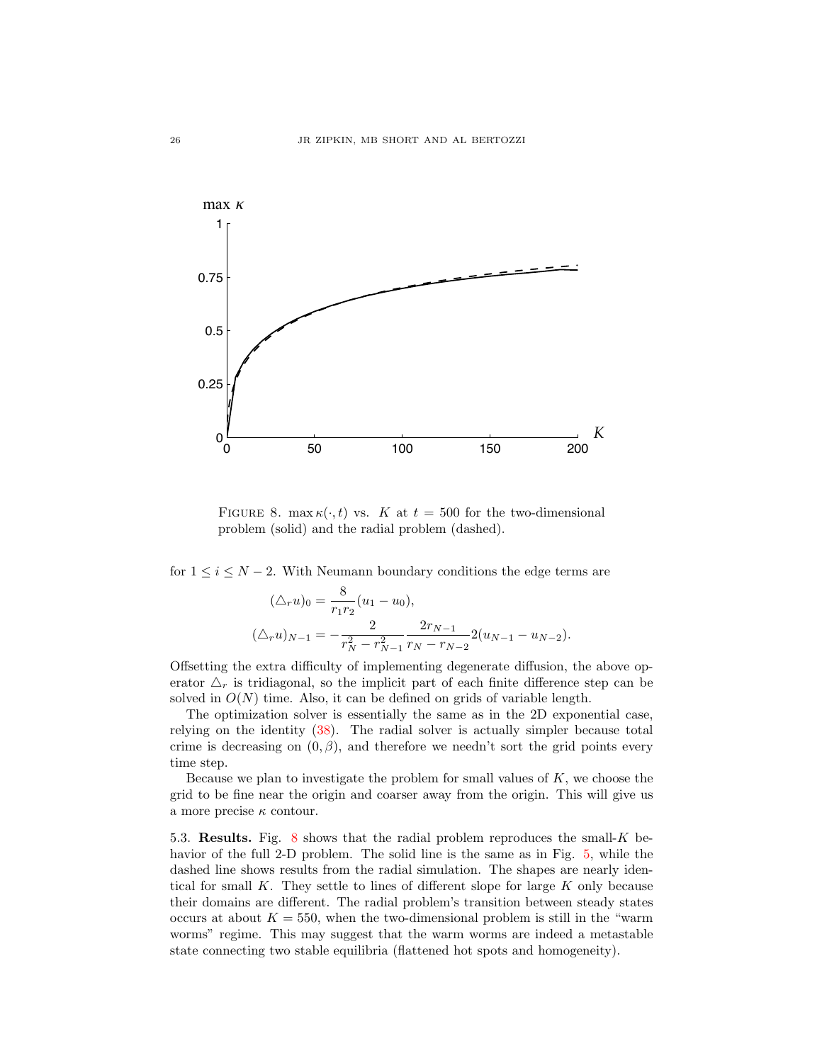FIGURE 8. $\max \kappa(\cdot, t)$ vs. $K$ at $t = 500$ for the two-dimensional problem (solid) and the radial problem (dashed).

for $1 \leq i \leq N-2$. With Neumann boundary conditions the edge terms are

$$(\triangle_r u)_0 = \frac{8}{r_1 r_2}(u_1 - u_0),$$

$$(\triangle_r u)_{N-1} = -\frac{2}{r_N^2 - r_{N-1}^2} \frac{2r_{N-1}}{r_N - r_{N-2}} 2(u_{N-1} - u_{N-2}).$$

Offsetting the extra difficulty of implementing degenerate diffusion, the above operator $\triangle_r$ is tridiagonal, so the implicit part of each finite difference step can be solved in $O(N)$ time. Also, it can be defined on grids of variable length.

The optimization solver is essentially the same as in the 2D exponential case, relying on the identity (38). The radial solver is actually simpler because total crime is decreasing on $(0, \beta)$, and therefore we needn't sort the grid points every time step.

Because we plan to investigate the problem for small values of $K$, we choose the grid to be fine near the origin and coarser away from the origin. This will give us a more precise $\kappa$ contour.

5.3. **Results.** Fig. 8 shows that the radial problem reproduces the small-$K$ behavior of the full 2-D problem. The solid line is the same as in Fig. 5, while the dashed line shows results from the radial simulation. The shapes are nearly identical for small $K$. They settle to lines of different slope for large $K$ only because their domains are different. The radial problem's transition between steady states occurs at about $K = 550$, when the two-dimensional problem is still in the "warm worms" regime. This may suggest that the warm worms are indeed a metastable state connecting two stable equilibria (flattened hot spots and homogeneity).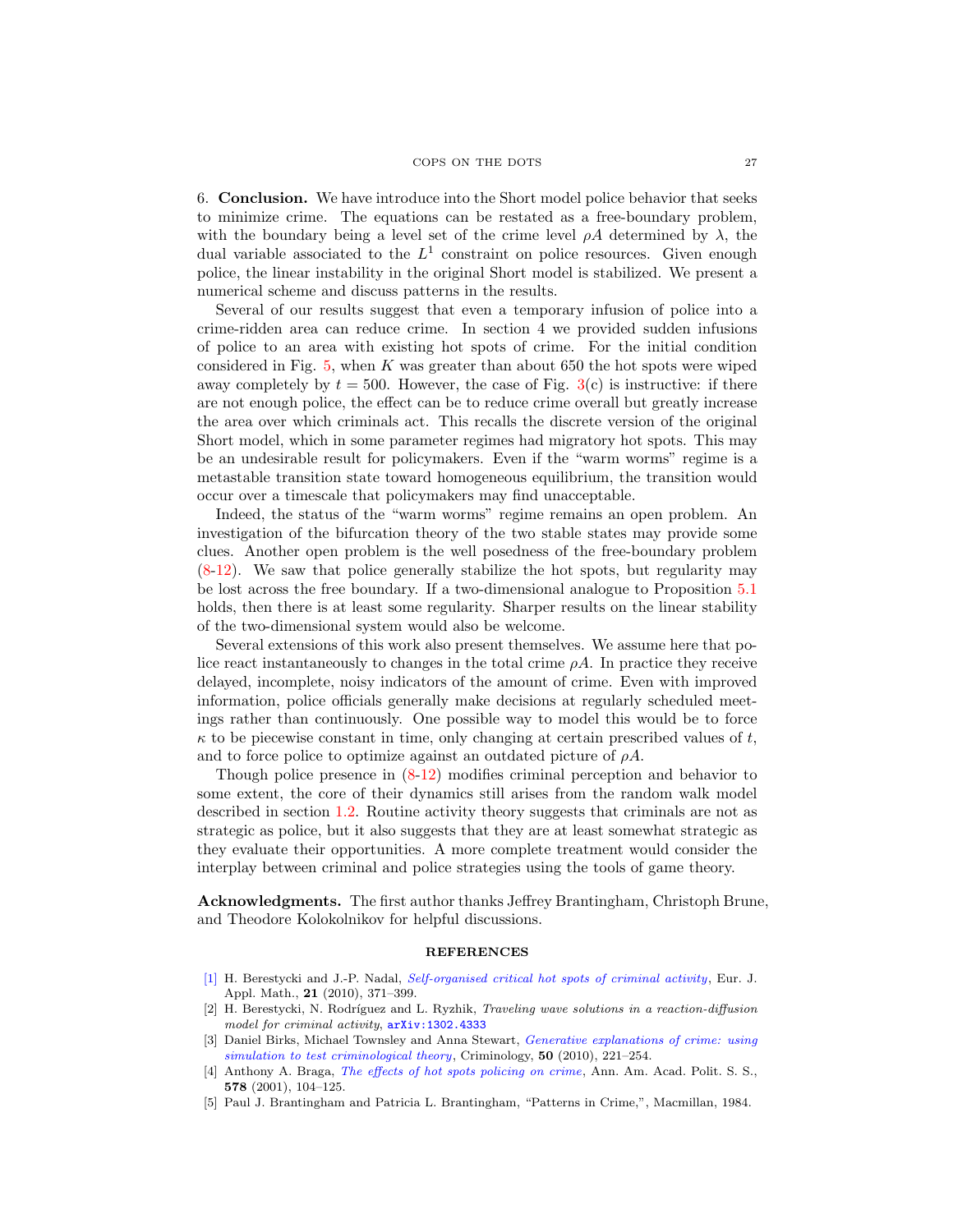6. **Conclusion.** We have introduce into the Short model police behavior that seeks to minimize crime. The equations can be restated as a free-boundary problem, with the boundary being a level set of the crime level $\rho A$ determined by $\lambda$, the dual variable associated to the $L^1$ constraint on police resources. Given enough police, the linear instability in the original Short model is stabilized. We present a numerical scheme and discuss patterns in the results.

Several of our results suggest that even a temporary infusion of police into a crime-ridden area can reduce crime. In section 4 we provided sudden infusions of police to an area with existing hot spots of crime. For the initial condition considered in Fig. 5, when $K$ was greater than about 650 the hot spots were wiped away completely by $t = 500$. However, the case of Fig. 3(c) is instructive: if there are not enough police, the effect can be to reduce crime overall but greatly increase the area over which criminals act. This recalls the discrete version of the original Short model, which in some parameter regimes had migratory hot spots. This may be an undesirable result for policymakers. Even if the "warm worms" regime is a metastable transition state toward homogeneous equilibrium, the transition would occur over a timescale that policymakers may find unacceptable.

Indeed, the status of the "warm worms" regime remains an open problem. An investigation of the bifurcation theory of the two stable states may provide some clues. Another open problem is the well posedness of the free-boundary problem (8-12). We saw that police generally stabilize the hot spots, but regularity may be lost across the free boundary. If a two-dimensional analogue to Proposition 5.1 holds, then there is at least some regularity. Sharper results on the linear stability of the two-dimensional system would also be welcome.

Several extensions of this work also present themselves. We assume here that police react instantaneously to changes in the total crime $\rho A$. In practice they receive delayed, incomplete, noisy indicators of the amount of crime. Even with improved information, police officials generally make decisions at regularly scheduled meetings rather than continuously. One possible way to model this would be to force $\kappa$ to be piecewise constant in time, only changing at certain prescribed values of $t$, and to force police to optimize against an outdated picture of $\rho A$.

Though police presence in (8-12) modifies criminal perception and behavior to some extent, the core of their dynamics still arises from the random walk model described in section 1.2. Routine activity theory suggests that criminals are not as strategic as police, but it also suggests that they are at least somewhat strategic as they evaluate their opportunities. A more complete treatment would consider the interplay between criminal and police strategies using the tools of game theory.

**Acknowledgments.** The first author thanks Jeffrey Brantingham, Christoph Brune, and Theodore Kolokolnikov for helpful discussions.

## REFERENCES

[1] H. Berestycki and J.-P. Nadal, *Self-organised critical hot spots of criminal activity*, Eur. J. Appl. Math., **21** (2010), 371–399.

[2] H. Berestycki, N. Rodríguez and L. Ryzhik, *Traveling wave solutions in a reaction-diffusion model for criminal activity*, arXiv:1302.4333

[3] Daniel Birks, Michael Townsley and Anna Stewart, *Generative explanations of crime: using simulation to test criminological theory*, Criminology, **50** (2010), 221–254.

[4] Anthony A. Braga, *The effects of hot spots policing on crime*, Ann. Am. Acad. Polit. S. S., **578** (2001), 104–125.

[5] Paul J. Brantingham and Patricia L. Brantingham, "Patterns in Crime,", Macmillan, 1984.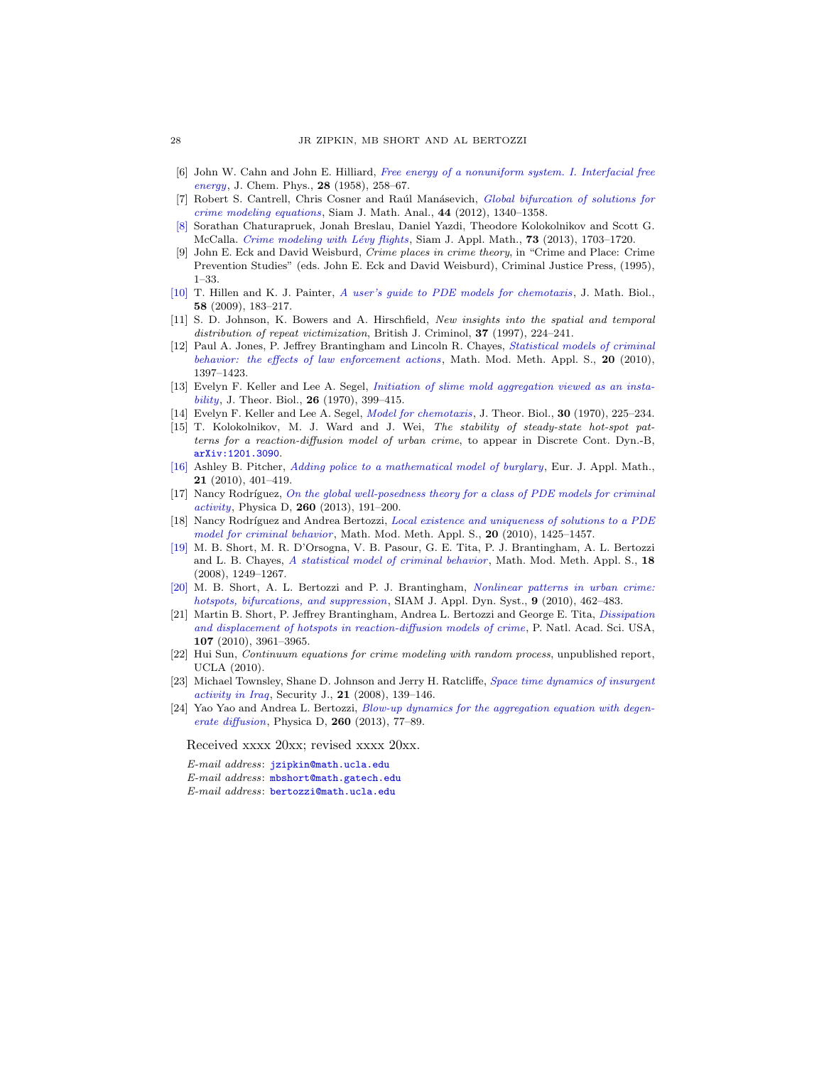[6] John W. Cahn and John E. Hilliard, *Free energy of a nonuniform system. I. Interfacial free energy*, J. Chem. Phys., **28** (1958), 258–67.

[7] Robert S. Cantrell, Chris Cosner and Raúl Manásevich, *Global bifurcation of solutions for crime modeling equations*, Siam J. Math. Anal., **44** (2012), 1340–1358.

[8] Sorathan Chaturapruek, Jonah Breslau, Daniel Yazdi, Theodore Kolokolnikov and Scott G. McCalla. *Crime modeling with Lévy flights*, Siam J. Appl. Math., **73** (2013), 1703–1720.

[9] John E. Eck and David Weisburd, *Crime places in crime theory*, in "Crime and Place: Crime Prevention Studies" (eds. John E. Eck and David Weisburd), Criminal Justice Press, (1995), 1–33.

[10] T. Hillen and K. J. Painter, *A user's guide to PDE models for chemotaxis*, J. Math. Biol., **58** (2009), 183–217.

[11] S. D. Johnson, K. Bowers and A. Hirschfield, *New insights into the spatial and temporal distribution of repeat victimization*, British J. Criminol, **37** (1997), 224–241.

[12] Paul A. Jones, P. Jeffrey Brantingham and Lincoln R. Chayes, *Statistical models of criminal behavior: the effects of law enforcement actions*, Math. Mod. Meth. Appl. S., **20** (2010), 1397–1423.

[13] Evelyn F. Keller and Lee A. Segel, *Initiation of slime mold aggregation viewed as an instability*, J. Theor. Biol., **26** (1970), 399–415.

[14] Evelyn F. Keller and Lee A. Segel, *Model for chemotaxis*, J. Theor. Biol., **30** (1970), 225–234.

[15] T. Kolokolnikov, M. J. Ward and J. Wei, *The stability of steady-state hot-spot patterns for a reaction-diffusion model of urban crime*, to appear in Discrete Cont. Dyn.-B, arXiv:1201.3090.

[16] Ashley B. Pitcher, *Adding police to a mathematical model of burglary*, Eur. J. Appl. Math., **21** (2010), 401–419.

[17] Nancy Rodríguez, *On the global well-posedness theory for a class of PDE models for criminal activity*, Physica D, **260** (2013), 191–200.

[18] Nancy Rodríguez and Andrea Bertozzi, *Local existence and uniqueness of solutions to a PDE model for criminal behavior*, Math. Mod. Meth. Appl. S., **20** (2010), 1425–1457.

[19] M. B. Short, M. R. D'Orsogna, V. B. Pasour, G. E. Tita, P. J. Brantingham, A. L. Bertozzi and L. B. Chayes, *A statistical model of criminal behavior*, Math. Mod. Meth. Appl. S., **18** (2008), 1249–1267.

[20] M. B. Short, A. L. Bertozzi and P. J. Brantingham, *Nonlinear patterns in urban crime: hotspots, bifurcations, and suppression*, SIAM J. Appl. Dyn. Syst., **9** (2010), 462–483.

[21] Martin B. Short, P. Jeffrey Brantingham, Andrea L. Bertozzi and George E. Tita, *Dissipation and displacement of hotspots in reaction-diffusion models of crime*, P. Natl. Acad. Sci. USA, **107** (2010), 3961–3965.

[22] Hui Sun, *Continuum equations for crime modeling with random process*, unpublished report, UCLA (2010).

[23] Michael Townsley, Shane D. Johnson and Jerry H. Ratcliffe, *Space time dynamics of insurgent activity in Iraq*, Security J., **21** (2008), 139–146.

[24] Yao Yao and Andrea L. Bertozzi, *Blow-up dynamics for the aggregation equation with degenerate diffusion*, Physica D, **260** (2013), 77–89.

Received xxxx 20xx; revised xxxx 20xx.

*E-mail address*: jzipkin@math.ucla.edu
*E-mail address*: mbshort@math.gatech.edu
*E-mail address*: bertozzi@math.ucla.edu